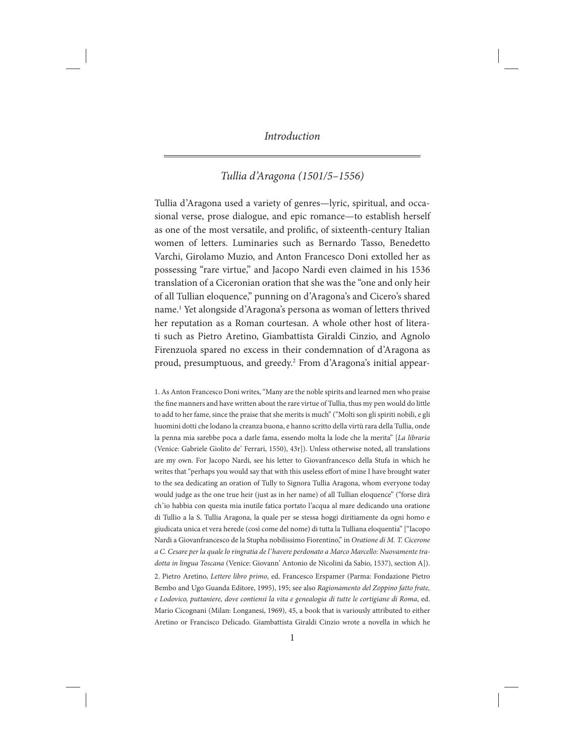# *Introduction*

## *Tullia d'Aragona (1501/5–1556)*

Tullia d'Aragona used a variety of genres—lyric, spiritual, and occasional verse, prose dialogue, and epic romance—to establish herself as one of the most versatile, and prolific, of sixteenth-century Italian women of letters. Luminaries such as Bernardo Tasso, Benedetto Varchi, Girolamo Muzio, and Anton Francesco Doni extolled her as possessing "rare virtue," and Jacopo Nardi even claimed in his 1536 translation of a Ciceronian oration that she was the "one and only heir of all Tullian eloquence," punning on d'Aragona's and Cicero's shared name.[1] Yet alongside d'Aragona's persona as woman of letters thrived her reputation as a Roman courtesan. A whole other host of literati such as Pietro Aretino, Giambattista Giraldi Cinzio, and Agnolo Firenzuola spared no excess in their condemnation of d'Aragona as proud, presumptuous, and greedy.[2] From d'Aragona's initial appear-

1. As Anton Francesco Doni writes, "Many are the noble spirits and learned men who praise the fine manners and have written about the rare virtue of Tullia, thus my pen would do little to add to her fame, since the praise that she merits is much" ("Molti son gli spiriti nobili, e gli huomini dotti che lodano la creanza buona, e hanno scritto della virtù rara della Tullia, onde la penna mia sarebbe poca a darle fama, essendo molta la lode che la merita" [*La libraria* (Venice: Gabriele Giolito de' Ferrari, 1550), 43r]). Unless otherwise noted, all translations are my own. For Jacopo Nardi, see his letter to Giovanfrancesco della Stufa in which he writes that "perhaps you would say that with this useless effort of mine I have brought water to the sea dedicating an oration of Tully to Signora Tullia Aragona, whom everyone today would judge as the one true heir (just as in her name) of all Tullian eloquence" ("forse dirà ch'io habbia con questa mia inutile fatica portato l'acqua al mare dedicando una oratione di Tullio a la S. Tullia Aragona, la quale per se stessa hoggi diritiamente da ogni homo e giudicata unica et vera herede (così come del nome) di tutta la Tulliana eloquentia" ["Iacopo Nardi a Giovanfrancesco de la Stupha nobilissimo Fiorentino," in *Oratione di M. T. Cicerone a C. Cesare per la quale lo ringratia de l'havere perdonato a Marco Marcello: Nuovamente tradotta in lingua Toscana* (Venice: Giovann' Antonio de Nicolini da Sabio, 1537), section A]).

2. Pietro Aretino, *Lettere libro primo*, ed. Francesco Erspamer (Parma: Fondazione Pietro Bembo and Ugo Guanda Editore, 1995), 195; see also *Ragionamento del Zoppino fatto frate, e Lodovico, puttaniere, dove contiensi la vita e genealogia di tutte le cortigiane di Roma*, ed. Mario Cicognani (Milan: Longanesi, 1969), 45, a book that is variously attributed to either Aretino or Francisco Delicado. Giambattista Giraldi Cinzio wrote a novella in which he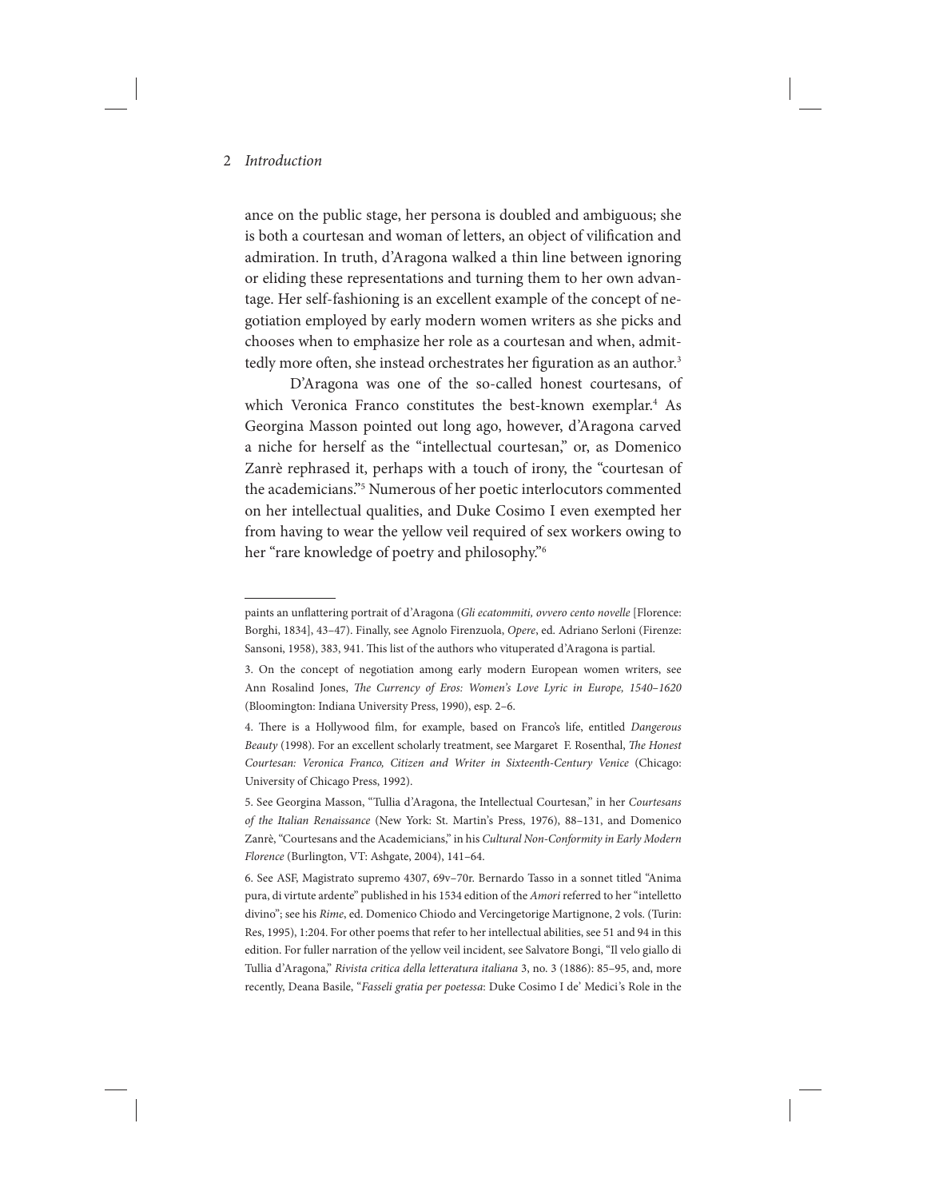ance on the public stage, her persona is doubled and ambiguous; she is both a courtesan and woman of letters, an object of vilification and admiration. In truth, d'Aragona walked a thin line between ignoring or eliding these representations and turning them to her own advantage. Her self-fashioning is an excellent example of the concept of negotiation employed by early modern women writers as she picks and chooses when to emphasize her role as a courtesan and when, admittedly more often, she instead orchestrates her figuration as an author.[3]

D'Aragona was one of the so-called honest courtesans, of which Veronica Franco constitutes the best-known exemplar.[4] As Georgina Masson pointed out long ago, however, d'Aragona carved a niche for herself as the "intellectual courtesan," or, as Domenico Zanrè rephrased it, perhaps with a touch of irony, the "courtesan of the academicians."[5] Numerous of her poetic interlocutors commented on her intellectual qualities, and Duke Cosimo I even exempted her from having to wear the yellow veil required of sex workers owing to her "rare knowledge of poetry and philosophy."[6]

---

paints an unflattering portrait of d'Aragona (*Gli ecatommiti, ovvero cento novelle* [Florence: Borghi, 1834], 43–47). Finally, see Agnolo Firenzuola, *Opere*, ed. Adriano Serloni (Firenze: Sansoni, 1958), 383, 941. This list of the authors who vituperated d'Aragona is partial.

3. On the concept of negotiation among early modern European women writers, see Ann Rosalind Jones, *The Currency of Eros: Women's Love Lyric in Europe, 1540–1620* (Bloomington: Indiana University Press, 1990), esp. 2–6.

4. There is a Hollywood film, for example, based on Franco's life, entitled *Dangerous Beauty* (1998). For an excellent scholarly treatment, see Margaret F. Rosenthal, *The Honest Courtesan: Veronica Franco, Citizen and Writer in Sixteenth-Century Venice* (Chicago: University of Chicago Press, 1992).

5. See Georgina Masson, "Tullia d'Aragona, the Intellectual Courtesan," in her *Courtesans of the Italian Renaissance* (New York: St. Martin's Press, 1976), 88–131, and Domenico Zanrè, "Courtesans and the Academicians," in his *Cultural Non-Conformity in Early Modern Florence* (Burlington, VT: Ashgate, 2004), 141–64.

6. See ASF, Magistrato supremo 4307, 69v–70r. Bernardo Tasso in a sonnet titled "Anima pura, di virtute ardente" published in his 1534 edition of the *Amori* referred to her "intelletto divino"; see his *Rime*, ed. Domenico Chiodo and Vercingetorige Martignone, 2 vols. (Turin: Res, 1995), 1:204. For other poems that refer to her intellectual abilities, see 51 and 94 in this edition. For fuller narration of the yellow veil incident, see Salvatore Bongi, "Il velo giallo di Tullia d'Aragona," *Rivista critica della letteratura italiana* 3, no. 3 (1886): 85–95, and, more recently, Deana Basile, "*Fasseli gratia per poetessa*: Duke Cosimo I de' Medici's Role in the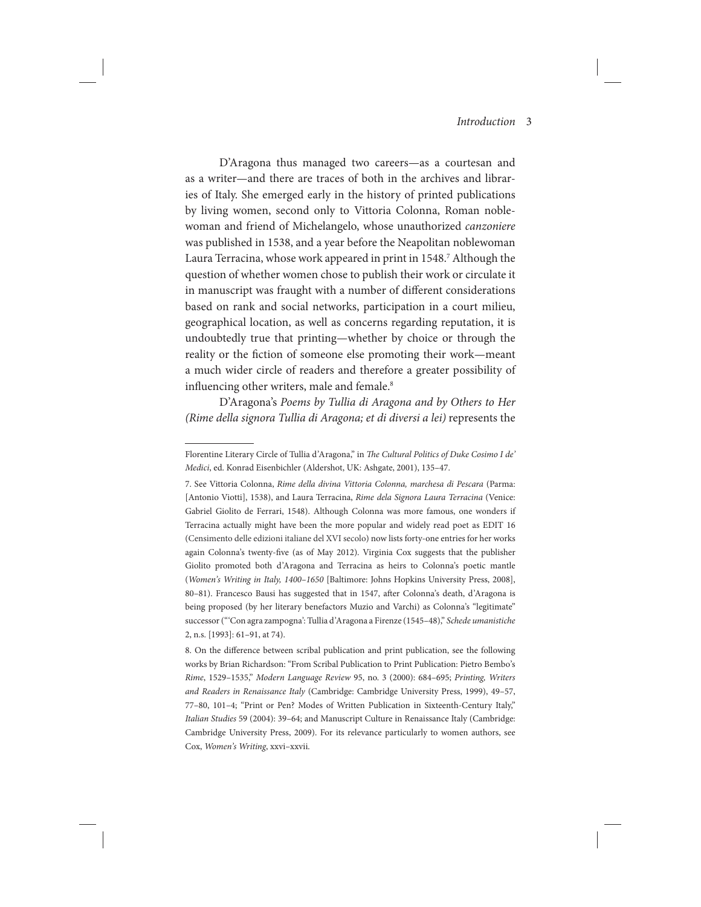D'Aragona thus managed two careers—as a courtesan and as a writer—and there are traces of both in the archives and libraries of Italy. She emerged early in the history of printed publications by living women, second only to Vittoria Colonna, Roman noblewoman and friend of Michelangelo, whose unauthorized *canzoniere* was published in 1538, and a year before the Neapolitan noblewoman Laura Terracina, whose work appeared in print in 1548.[7] Although the question of whether women chose to publish their work or circulate it in manuscript was fraught with a number of different considerations based on rank and social networks, participation in a court milieu, geographical location, as well as concerns regarding reputation, it is undoubtedly true that printing—whether by choice or through the reality or the fiction of someone else promoting their work—meant a much wider circle of readers and therefore a greater possibility of influencing other writers, male and female.[8]

D'Aragona's *Poems by Tullia di Aragona and by Others to Her (Rime della signora Tullia di Aragona; et di diversi a lei)* represents the

---

Florentine Literary Circle of Tullia d'Aragona," in *The Cultural Politics of Duke Cosimo I de' Medici*, ed. Konrad Eisenbichler (Aldershot, UK: Ashgate, 2001), 135–47.

7. See Vittoria Colonna, *Rime della divina Vittoria Colonna, marchesa di Pescara* (Parma: [Antonio Viotti], 1538), and Laura Terracina, *Rime dela Signora Laura Terracina* (Venice: Gabriel Giolito de Ferrari, 1548). Although Colonna was more famous, one wonders if Terracina actually might have been the more popular and widely read poet as EDIT 16 (Censimento delle edizioni italiane del XVI secolo) now lists forty-one entries for her works again Colonna's twenty-five (as of May 2012). Virginia Cox suggests that the publisher Giolito promoted both d'Aragona and Terracina as heirs to Colonna's poetic mantle (*Women's Writing in Italy, 1400–1650* [Baltimore: Johns Hopkins University Press, 2008], 80–81). Francesco Bausi has suggested that in 1547, after Colonna's death, d'Aragona is being proposed (by her literary benefactors Muzio and Varchi) as Colonna's "legitimate" successor ("'Con agra zampogna': Tullia d'Aragona a Firenze (1545–48)," *Schede umanistiche* 2, n.s. [1993]: 61–91, at 74).

8. On the difference between scribal publication and print publication, see the following works by Brian Richardson: "From Scribal Publication to Print Publication: Pietro Bembo's *Rime*, 1529–1535," *Modern Language Review* 95, no. 3 (2000): 684–695; *Printing, Writers and Readers in Renaissance Italy* (Cambridge: Cambridge University Press, 1999), 49–57, 77–80, 101–4; "Print or Pen? Modes of Written Publication in Sixteenth-Century Italy," *Italian Studies* 59 (2004): 39–64; and Manuscript Culture in Renaissance Italy (Cambridge: Cambridge University Press, 2009). For its relevance particularly to women authors, see Cox, *Women's Writing*, xxvi–xxvii.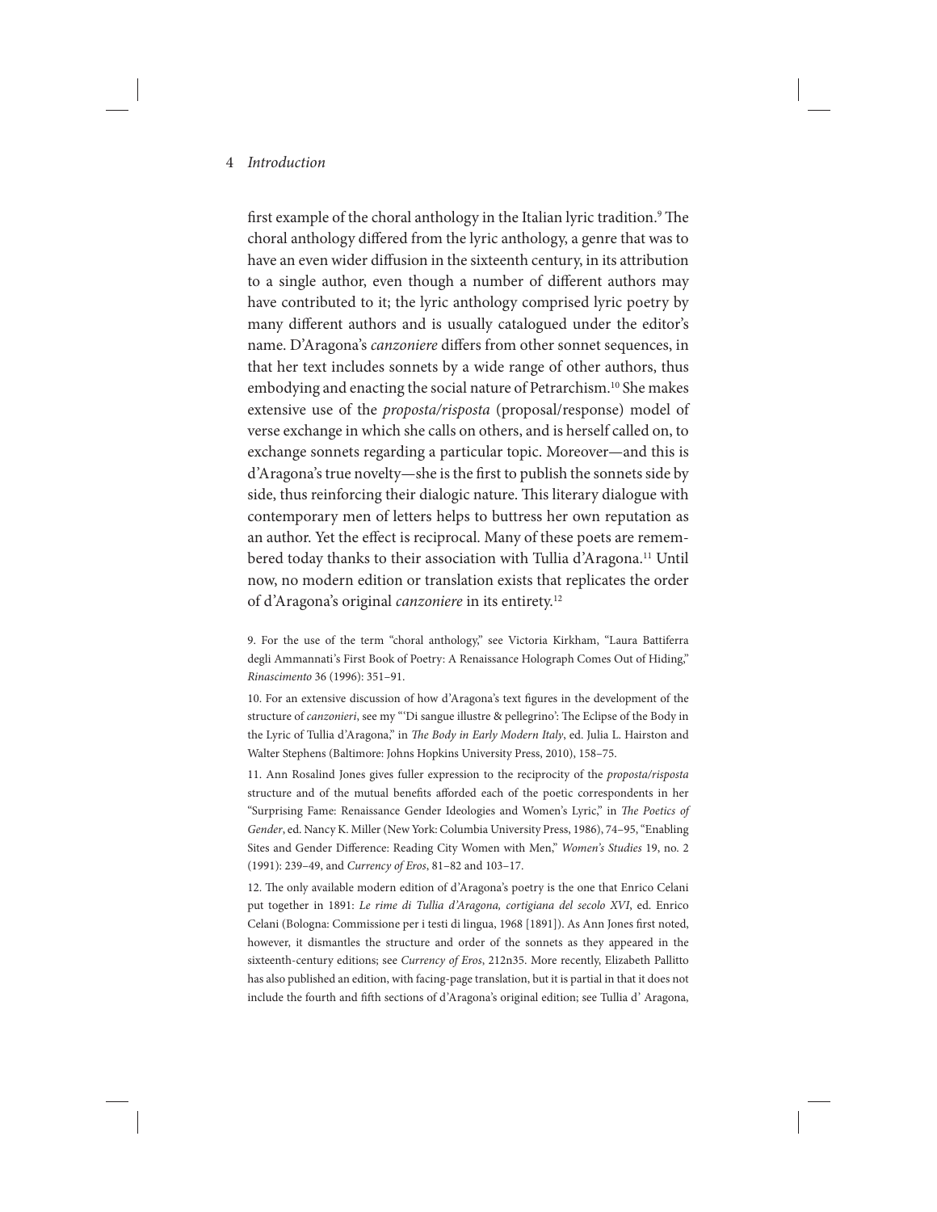first example of the choral anthology in the Italian lyric tradition.[9] The choral anthology differed from the lyric anthology, a genre that was to have an even wider diffusion in the sixteenth century, in its attribution to a single author, even though a number of different authors may have contributed to it; the lyric anthology comprised lyric poetry by many different authors and is usually catalogued under the editor's name. D'Aragona's *canzoniere* differs from other sonnet sequences, in that her text includes sonnets by a wide range of other authors, thus embodying and enacting the social nature of Petrarchism.[10] She makes extensive use of the *proposta/risposta* (proposal/response) model of verse exchange in which she calls on others, and is herself called on, to exchange sonnets regarding a particular topic. Moreover—and this is d'Aragona's true novelty—she is the first to publish the sonnets side by side, thus reinforcing their dialogic nature. This literary dialogue with contemporary men of letters helps to buttress her own reputation as an author. Yet the effect is reciprocal. Many of these poets are remembered today thanks to their association with Tullia d'Aragona.[11] Until now, no modern edition or translation exists that replicates the order of d'Aragona's original *canzoniere* in its entirety.[12]

9. For the use of the term "choral anthology," see Victoria Kirkham, "Laura Battiferra degli Ammannati's First Book of Poetry: A Renaissance Holograph Comes Out of Hiding," *Rinascimento* 36 (1996): 351–91.

10. For an extensive discussion of how d'Aragona's text figures in the development of the structure of *canzonieri*, see my "'Di sangue illustre & pellegrino': The Eclipse of the Body in the Lyric of Tullia d'Aragona," in *The Body in Early Modern Italy*, ed. Julia L. Hairston and Walter Stephens (Baltimore: Johns Hopkins University Press, 2010), 158–75.

11. Ann Rosalind Jones gives fuller expression to the reciprocity of the *proposta/risposta* structure and of the mutual benefits afforded each of the poetic correspondents in her "Surprising Fame: Renaissance Gender Ideologies and Women's Lyric," in *The Poetics of Gender*, ed. Nancy K. Miller (New York: Columbia University Press, 1986), 74–95, "Enabling Sites and Gender Difference: Reading City Women with Men," *Women's Studies* 19, no. 2 (1991): 239–49, and *Currency of Eros*, 81–82 and 103–17.

12. The only available modern edition of d'Aragona's poetry is the one that Enrico Celani put together in 1891: *Le rime di Tullia d'Aragona, cortigiana del secolo XVI*, ed. Enrico Celani (Bologna: Commissione per i testi di lingua, 1968 [1891]). As Ann Jones first noted, however, it dismantles the structure and order of the sonnets as they appeared in the sixteenth-century editions; see *Currency of Eros*, 212n35. More recently, Elizabeth Pallitto has also published an edition, with facing-page translation, but it is partial in that it does not include the fourth and fifth sections of d'Aragona's original edition; see Tullia d' Aragona,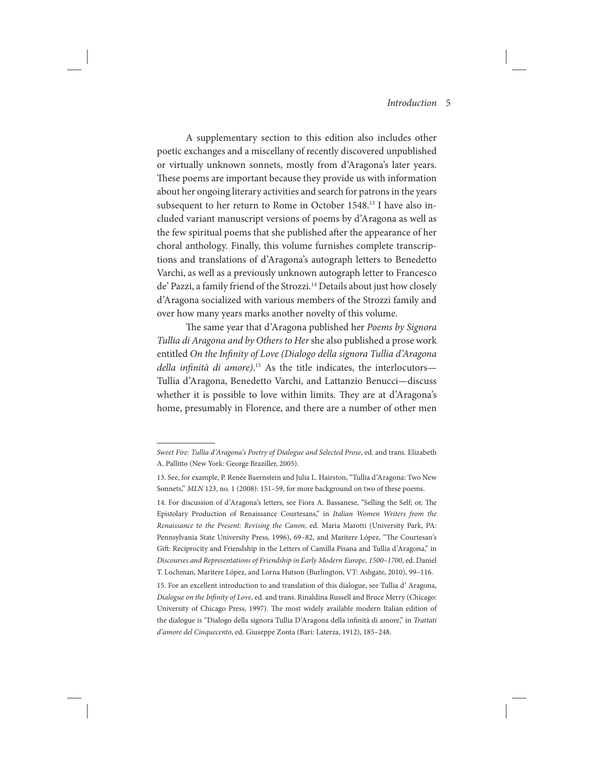A supplementary section to this edition also includes other poetic exchanges and a miscellany of recently discovered unpublished or virtually unknown sonnets, mostly from d'Aragona's later years. These poems are important because they provide us with information about her ongoing literary activities and search for patrons in the years subsequent to her return to Rome in October 1548.[13] I have also included variant manuscript versions of poems by d'Aragona as well as the few spiritual poems that she published after the appearance of her choral anthology. Finally, this volume furnishes complete transcriptions and translations of d'Aragona's autograph letters to Benedetto Varchi, as well as a previously unknown autograph letter to Francesco de' Pazzi, a family friend of the Strozzi.[14] Details about just how closely d'Aragona socialized with various members of the Strozzi family and over how many years marks another novelty of this volume.

The same year that d'Aragona published her *Poems by Signora Tullia di Aragona and by Others to Her* she also published a prose work entitled *On the Infinity of Love (Dialogo della signora Tullia d'Aragona della infinità di amore)*.[15] As the title indicates, the interlocutors—Tullia d'Aragona, Benedetto Varchi, and Lattanzio Benucci—discuss whether it is possible to love within limits. They are at d'Aragona's home, presumably in Florence, and there are a number of other men

---

*Sweet Fire: Tullia d'Aragona's Poetry of Dialogue and Selected Prose*, ed. and trans. Elizabeth A. Pallitto (New York: George Braziller, 2005).

13. See, for example, P. Renée Baernstein and Julia L. Hairston, "Tullia d'Aragona: Two New Sonnets," *MLN* 123, no. 1 (2008): 151–59, for more background on two of these poems.

14. For discussion of d'Aragona's letters, see Fiora A. Bassanese, "Selling the Self; or, The Epistolary Production of Renaissance Courtesans," in *Italian Women Writers from the Renaissance to the Present: Revising the Canon*, ed. Maria Marotti (University Park, PA: Pennsylvania State University Press, 1996), 69–82, and Maritere López, "The Courtesan's Gift: Reciprocity and Friendship in the Letters of Camilla Pisana and Tullia d'Aragona," in *Discourses and Representations of Friendship in Early Modern Europe, 1500–1700*, ed. Daniel T. Lochman, Maritere López, and Lorna Hutson (Burlington, VT: Ashgate, 2010), 99–116.

15. For an excellent introduction to and translation of this dialogue, see Tullia d' Aragona, *Dialogue on the Infinity of Love*, ed. and trans. Rinaldina Russell and Bruce Merry (Chicago: University of Chicago Press, 1997). The most widely available modern Italian edition of the dialogue is "Dialogo della signora Tullia D'Aragona della infinità di amore," in *Trattati d'amore del Cinquecento*, ed. Giuseppe Zonta (Bari: Laterza, 1912), 185–248.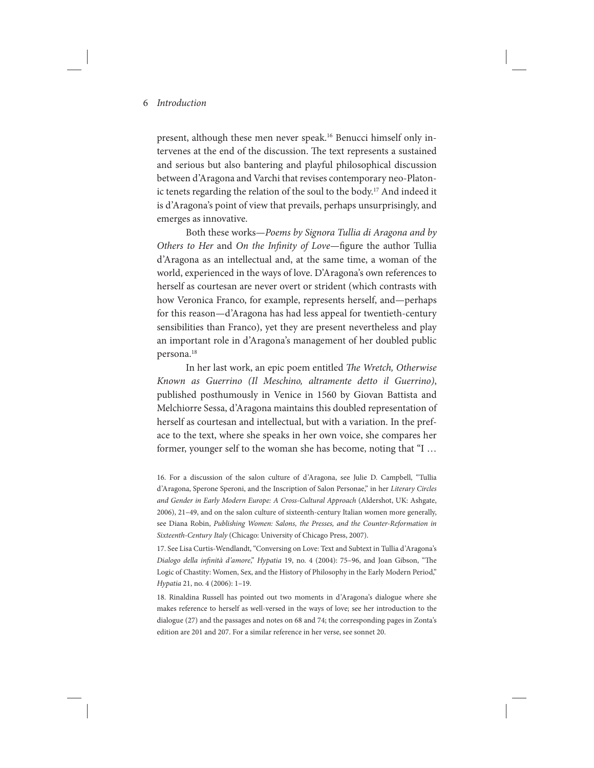present, although these men never speak.[16] Benucci himself only intervenes at the end of the discussion. The text represents a sustained and serious but also bantering and playful philosophical discussion between d'Aragona and Varchi that revises contemporary neo-Platonic tenets regarding the relation of the soul to the body.[17] And indeed it is d'Aragona's point of view that prevails, perhaps unsurprisingly, and emerges as innovative.

Both these works—*Poems by Signora Tullia di Aragona and by Others to Her* and *On the Infinity of Love*—figure the author Tullia d'Aragona as an intellectual and, at the same time, a woman of the world, experienced in the ways of love. D'Aragona's own references to herself as courtesan are never overt or strident (which contrasts with how Veronica Franco, for example, represents herself, and—perhaps for this reason—d'Aragona has had less appeal for twentieth-century sensibilities than Franco), yet they are present nevertheless and play an important role in d'Aragona's management of her doubled public persona.[18]

In her last work, an epic poem entitled *The Wretch, Otherwise Known as Guerrino (Il Meschino, altramente detto il Guerrino)*, published posthumously in Venice in 1560 by Giovan Battista and Melchiorre Sessa, d'Aragona maintains this doubled representation of herself as courtesan and intellectual, but with a variation. In the preface to the text, where she speaks in her own voice, she compares her former, younger self to the woman she has become, noting that "I …

16. For a discussion of the salon culture of d'Aragona, see Julie D. Campbell, "Tullia d'Aragona, Sperone Speroni, and the Inscription of Salon Personae," in her *Literary Circles and Gender in Early Modern Europe: A Cross-Cultural Approach* (Aldershot, UK: Ashgate, 2006), 21–49, and on the salon culture of sixteenth-century Italian women more generally, see Diana Robin, *Publishing Women: Salons, the Presses, and the Counter-Reformation in Sixteenth-Century Italy* (Chicago: University of Chicago Press, 2007).

17. See Lisa Curtis-Wendlandt, "Conversing on Love: Text and Subtext in Tullia d'Aragona's *Dialogo della infinità d'amore*," *Hypatia* 19, no. 4 (2004): 75–96, and Joan Gibson, "The Logic of Chastity: Women, Sex, and the History of Philosophy in the Early Modern Period," *Hypatia* 21, no. 4 (2006): 1–19.

18. Rinaldina Russell has pointed out two moments in d'Aragona's dialogue where she makes reference to herself as well-versed in the ways of love; see her introduction to the dialogue (27) and the passages and notes on 68 and 74; the corresponding pages in Zonta's edition are 201 and 207. For a similar reference in her verse, see sonnet 20.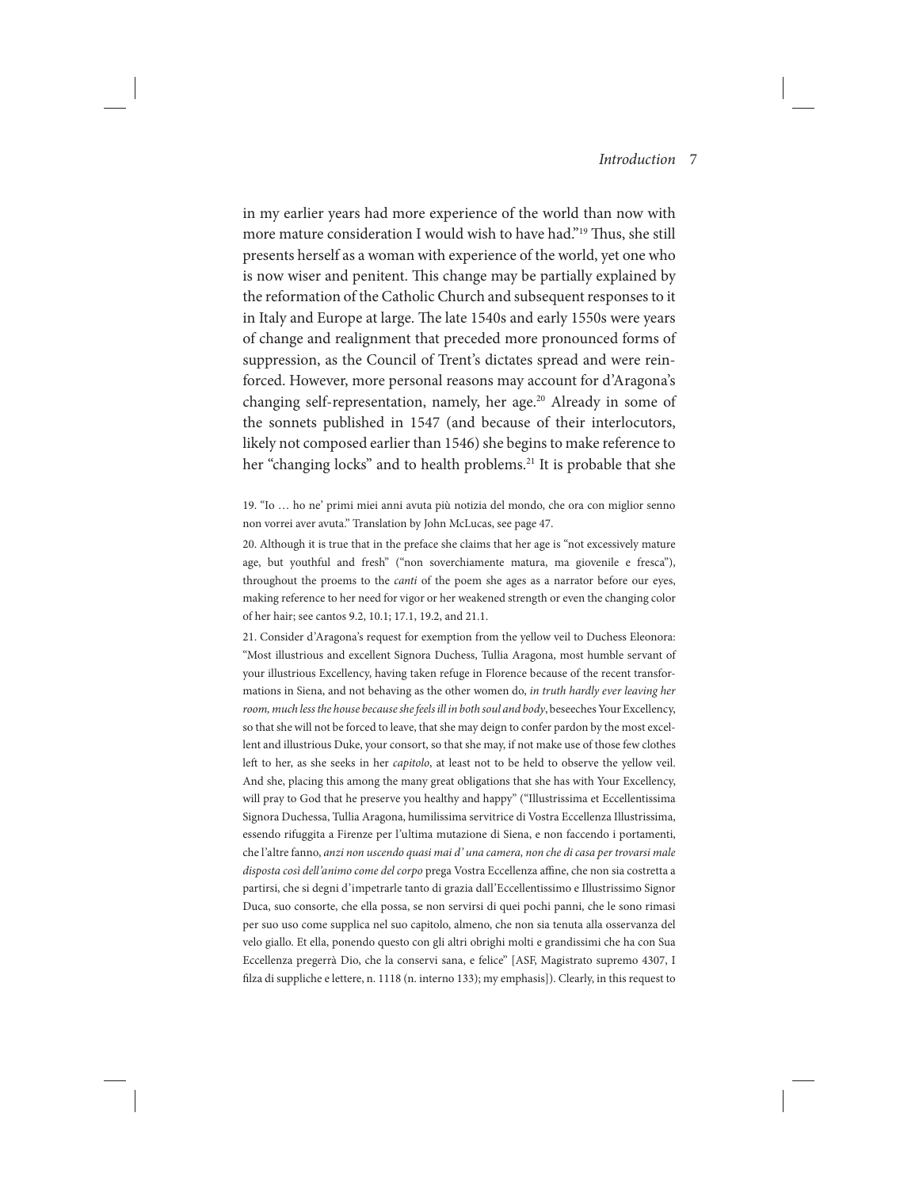in my earlier years had more experience of the world than now with more mature consideration I would wish to have had."[19] Thus, she still presents herself as a woman with experience of the world, yet one who is now wiser and penitent. This change may be partially explained by the reformation of the Catholic Church and subsequent responses to it in Italy and Europe at large. The late 1540s and early 1550s were years of change and realignment that preceded more pronounced forms of suppression, as the Council of Trent's dictates spread and were reinforced. However, more personal reasons may account for d'Aragona's changing self-representation, namely, her age.[20] Already in some of the sonnets published in 1547 (and because of their interlocutors, likely not composed earlier than 1546) she begins to make reference to her "changing locks" and to health problems.[21] It is probable that she

19. "Io … ho ne' primi miei anni avuta più notizia del mondo, che ora con miglior senno non vorrei aver avuta." Translation by John McLucas, see page 47.

20. Although it is true that in the preface she claims that her age is "not excessively mature age, but youthful and fresh" ("non soverchiamente matura, ma giovenile e fresca"), throughout the proems to the *canti* of the poem she ages as a narrator before our eyes, making reference to her need for vigor or her weakened strength or even the changing color of her hair; see cantos 9.2, 10.1; 17.1, 19.2, and 21.1.

21. Consider d'Aragona's request for exemption from the yellow veil to Duchess Eleonora: "Most illustrious and excellent Signora Duchess, Tullia Aragona, most humble servant of your illustrious Excellency, having taken refuge in Florence because of the recent transformations in Siena, and not behaving as the other women do, *in truth hardly ever leaving her room, much less the house because she feels ill in both soul and body*, beseeches Your Excellency, so that she will not be forced to leave, that she may deign to confer pardon by the most excellent and illustrious Duke, your consort, so that she may, if not make use of those few clothes left to her, as she seeks in her *capitolo*, at least not to be held to observe the yellow veil. And she, placing this among the many great obligations that she has with Your Excellency, will pray to God that he preserve you healthy and happy" ("Illustrissima et Eccellentissima Signora Duchessa, Tullia Aragona, humilissima servitrice di Vostra Eccellenza Illustrissima, essendo rifuggita a Firenze per l'ultima mutazione di Siena, e non faccendo i portamenti, che l'altre fanno, *anzi non uscendo quasi mai d' una camera, non che di casa per trovarsi male disposta così dell'animo come del corpo* prega Vostra Eccellenza affine, che non sia costretta a partirsi, che si degni d'impetrarle tanto di grazia dall'Eccellentissimo e Illustrissimo Signor Duca, suo consorte, che ella possa, se non servirsi di quei pochi panni, che le sono rimasi per suo uso come supplica nel suo capitolo, almeno, che non sia tenuta alla osservanza del velo giallo. Et ella, ponendo questo con gli altri obrighi molti e grandissimi che ha con Sua Eccellenza pregerrà Dio, che la conservi sana, e felice" [ASF, Magistrato supremo 4307, I filza di suppliche e lettere, n. 1118 (n. interno 133); my emphasis]). Clearly, in this request to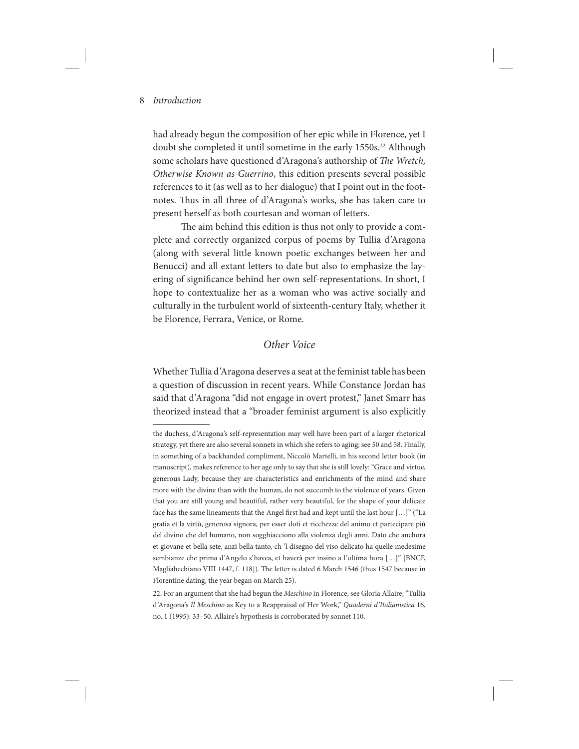had already begun the composition of her epic while in Florence, yet I doubt she completed it until sometime in the early 1550s.[22] Although some scholars have questioned d'Aragona's authorship of *The Wretch, Otherwise Known as Guerrino*, this edition presents several possible references to it (as well as to her dialogue) that I point out in the footnotes. Thus in all three of d'Aragona's works, she has taken care to present herself as both courtesan and woman of letters.

The aim behind this edition is thus not only to provide a complete and correctly organized corpus of poems by Tullia d'Aragona (along with several little known poetic exchanges between her and Benucci) and all extant letters to date but also to emphasize the layering of significance behind her own self-representations. In short, I hope to contextualize her as a woman who was active socially and culturally in the turbulent world of sixteenth-century Italy, whether it be Florence, Ferrara, Venice, or Rome.

## *Other Voice*

Whether Tullia d'Aragona deserves a seat at the feminist table has been a question of discussion in recent years. While Constance Jordan has said that d'Aragona "did not engage in overt protest," Janet Smarr has theorized instead that a "broader feminist argument is also explicitly

---

the duchess, d'Aragona's self-representation may well have been part of a larger rhetorical strategy, yet there are also several sonnets in which she refers to aging; see 50 and 58. Finally, in something of a backhanded compliment, Niccolò Martelli, in his second letter book (in manuscript), makes reference to her age only to say that she is still lovely: "Grace and virtue, generous Lady, because they are characteristics and enrichments of the mind and share more with the divine than with the human, do not succumb to the violence of years. Given that you are still young and beautiful, rather very beautiful, for the shape of your delicate face has the same lineaments that the Angel first had and kept until the last hour […]" ("La gratia et la virtù, generosa signora, per esser doti et ricchezze del animo et partecipare più del divino che del humano, non sogghiacciono alla violenza degli anni. Dato che anchora et giovane et bella sete, anzi bella tanto, ch 'l disegno del viso delicato ha quelle medesime sembianze che prima d'Angelo s'havea, et haverà per insino a l'ultima hora […]" [BNCF, Magliabechiano VIII 1447, f. 118]). The letter is dated 6 March 1546 (thus 1547 because in Florentine dating, the year began on March 25).

22. For an argument that she had begun the *Meschino* in Florence, see Gloria Allaire, "Tullia d'Aragona's *Il Meschino* as Key to a Reappraisal of Her Work," *Quaderni d'Italianistica* 16, no. 1 (1995): 33–50. Allaire's hypothesis is corroborated by sonnet 110.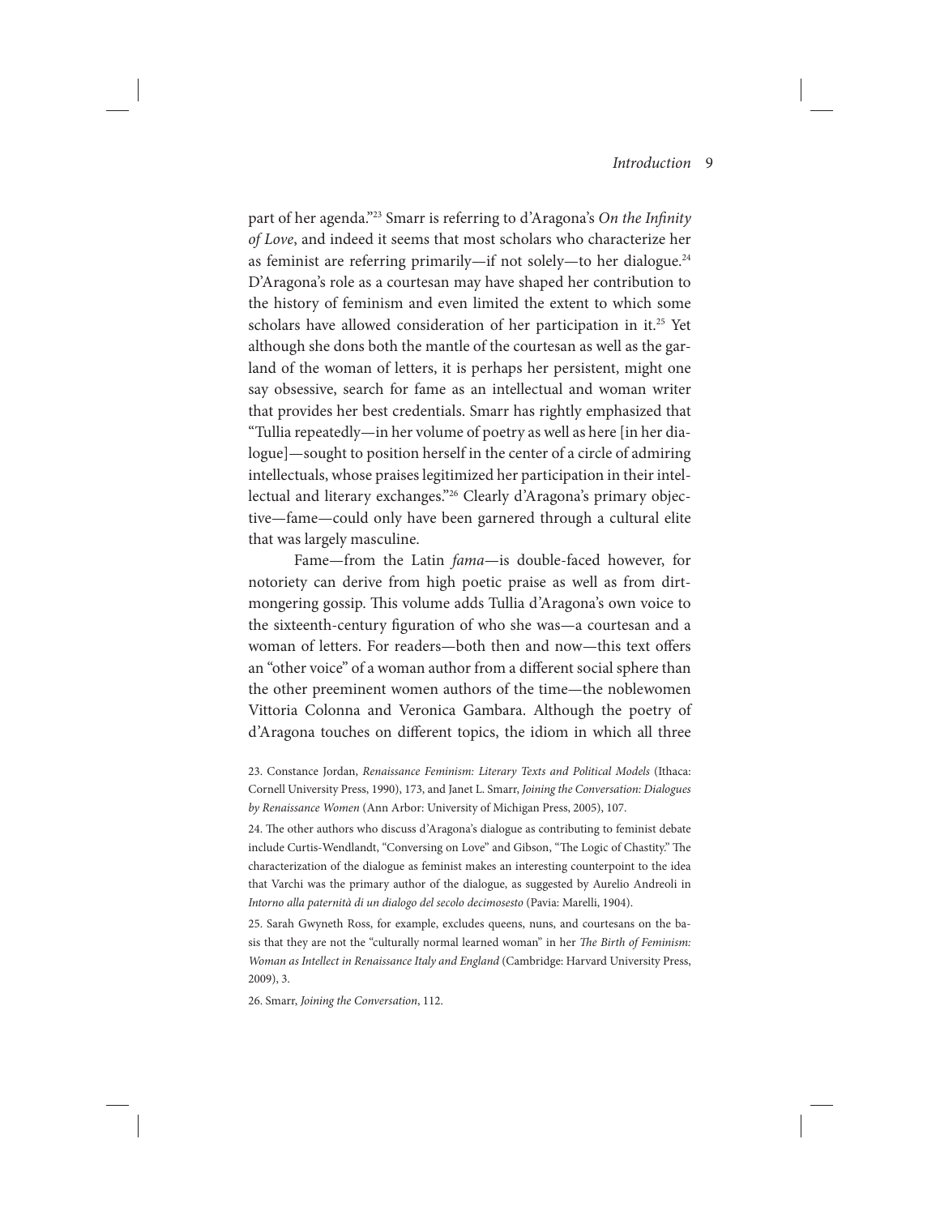part of her agenda."[23] Smarr is referring to d'Aragona's *On the Infinity of Love*, and indeed it seems that most scholars who characterize her as feminist are referring primarily—if not solely—to her dialogue.[24] D'Aragona's role as a courtesan may have shaped her contribution to the history of feminism and even limited the extent to which some scholars have allowed consideration of her participation in it.[25] Yet although she dons both the mantle of the courtesan as well as the garland of the woman of letters, it is perhaps her persistent, might one say obsessive, search for fame as an intellectual and woman writer that provides her best credentials. Smarr has rightly emphasized that "Tullia repeatedly—in her volume of poetry as well as here [in her dialogue]—sought to position herself in the center of a circle of admiring intellectuals, whose praises legitimized her participation in their intellectual and literary exchanges."[26] Clearly d'Aragona's primary objective—fame—could only have been garnered through a cultural elite that was largely masculine.

Fame—from the Latin *fama*—is double-faced however, for notoriety can derive from high poetic praise as well as from dirt-mongering gossip. This volume adds Tullia d'Aragona's own voice to the sixteenth-century figuration of who she was—a courtesan and a woman of letters. For readers—both then and now—this text offers an "other voice" of a woman author from a different social sphere than the other preeminent women authors of the time—the noblewomen Vittoria Colonna and Veronica Gambara. Although the poetry of d'Aragona touches on different topics, the idiom in which all three

23. Constance Jordan, *Renaissance Feminism: Literary Texts and Political Models* (Ithaca: Cornell University Press, 1990), 173, and Janet L. Smarr, *Joining the Conversation: Dialogues by Renaissance Women* (Ann Arbor: University of Michigan Press, 2005), 107.

24. The other authors who discuss d'Aragona's dialogue as contributing to feminist debate include Curtis-Wendlandt, "Conversing on Love" and Gibson, "The Logic of Chastity." The characterization of the dialogue as feminist makes an interesting counterpoint to the idea that Varchi was the primary author of the dialogue, as suggested by Aurelio Andreoli in *Intorno alla paternità di un dialogo del secolo decimosesto* (Pavia: Marelli, 1904).

25. Sarah Gwyneth Ross, for example, excludes queens, nuns, and courtesans on the basis that they are not the "culturally normal learned woman" in her *The Birth of Feminism: Woman as Intellect in Renaissance Italy and England* (Cambridge: Harvard University Press, 2009), 3.

26. Smarr, *Joining the Conversation*, 112.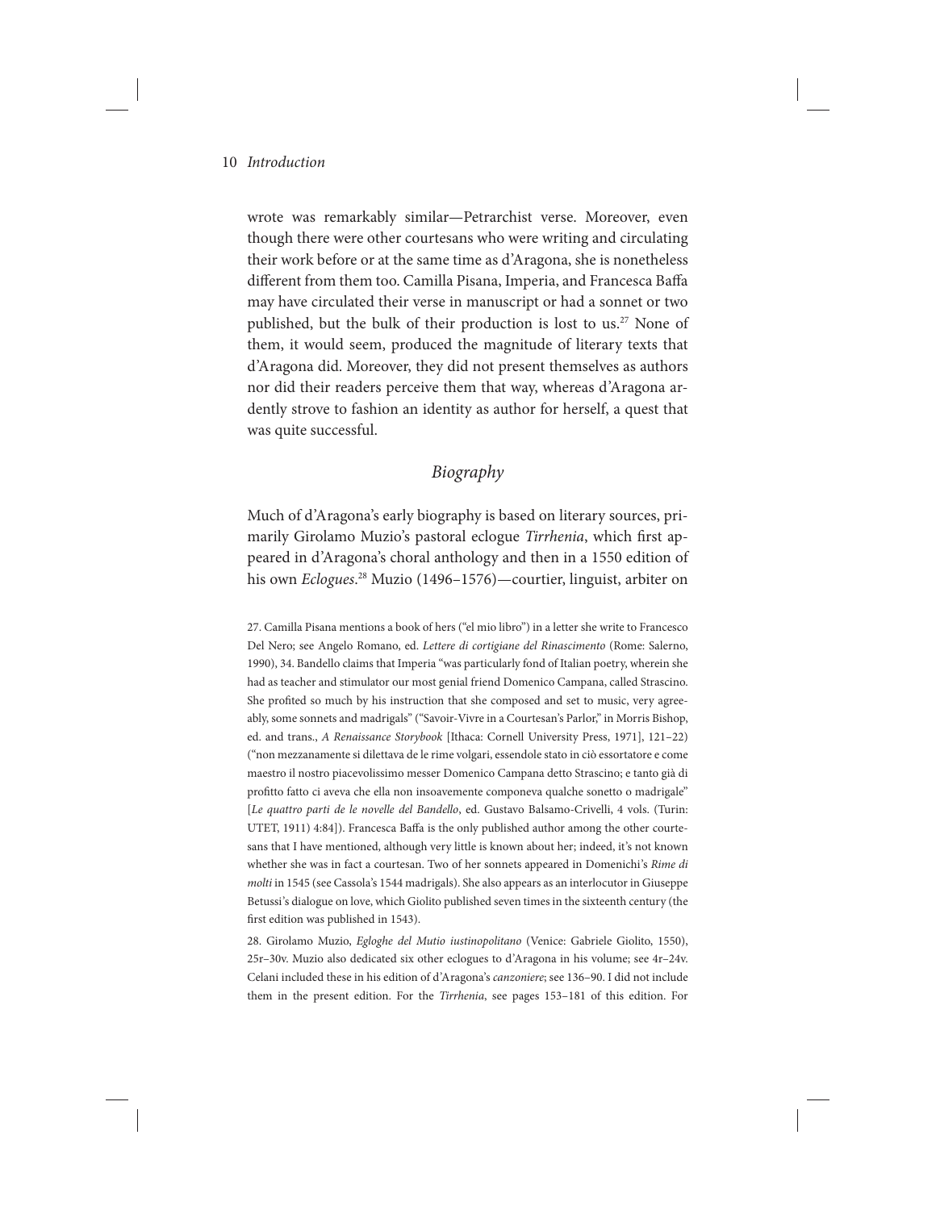wrote was remarkably similar—Petrarchist verse. Moreover, even though there were other courtesans who were writing and circulating their work before or at the same time as d'Aragona, she is nonetheless different from them too. Camilla Pisana, Imperia, and Francesca Baffa may have circulated their verse in manuscript or had a sonnet or two published, but the bulk of their production is lost to us.[27] None of them, it would seem, produced the magnitude of literary texts that d'Aragona did. Moreover, they did not present themselves as authors nor did their readers perceive them that way, whereas d'Aragona ardently strove to fashion an identity as author for herself, a quest that was quite successful.

## *Biography*

Much of d'Aragona's early biography is based on literary sources, primarily Girolamo Muzio's pastoral eclogue *Tirrhenia*, which first appeared in d'Aragona's choral anthology and then in a 1550 edition of his own *Eclogues*.[28] Muzio (1496–1576)—courtier, linguist, arbiter on

27. Camilla Pisana mentions a book of hers ("el mio libro") in a letter she write to Francesco Del Nero; see Angelo Romano, ed. *Lettere di cortigiane del Rinascimento* (Rome: Salerno, 1990), 34. Bandello claims that Imperia "was particularly fond of Italian poetry, wherein she had as teacher and stimulator our most genial friend Domenico Campana, called Strascino. She profited so much by his instruction that she composed and set to music, very agreeably, some sonnets and madrigals" ("Savoir-Vivre in a Courtesan's Parlor," in Morris Bishop, ed. and trans., *A Renaissance Storybook* [Ithaca: Cornell University Press, 1971], 121–22) ("non mezzanamente si dilettava de le rime volgari, essendole stato in ciò essortatore e come maestro il nostro piacevolissimo messer Domenico Campana detto Strascino; e tanto già di profitto fatto ci aveva che ella non insoavemente componeva qualche sonetto o madrigale" [*Le quattro parti de le novelle del Bandello*, ed. Gustavo Balsamo-Crivelli, 4 vols. (Turin: UTET, 1911) 4:84]). Francesca Baffa is the only published author among the other courtesans that I have mentioned, although very little is known about her; indeed, it's not known whether she was in fact a courtesan. Two of her sonnets appeared in Domenichi's *Rime di molti* in 1545 (see Cassola's 1544 madrigals). She also appears as an interlocutor in Giuseppe Betussi's dialogue on love, which Giolito published seven times in the sixteenth century (the first edition was published in 1543).

28. Girolamo Muzio, *Egloghe del Mutio iustinopolitano* (Venice: Gabriele Giolito, 1550), 25r–30v. Muzio also dedicated six other eclogues to d'Aragona in his volume; see 4r–24v. Celani included these in his edition of d'Aragona's *canzoniere*; see 136–90. I did not include them in the present edition. For the *Tirrhenia*, see pages 153–181 of this edition. For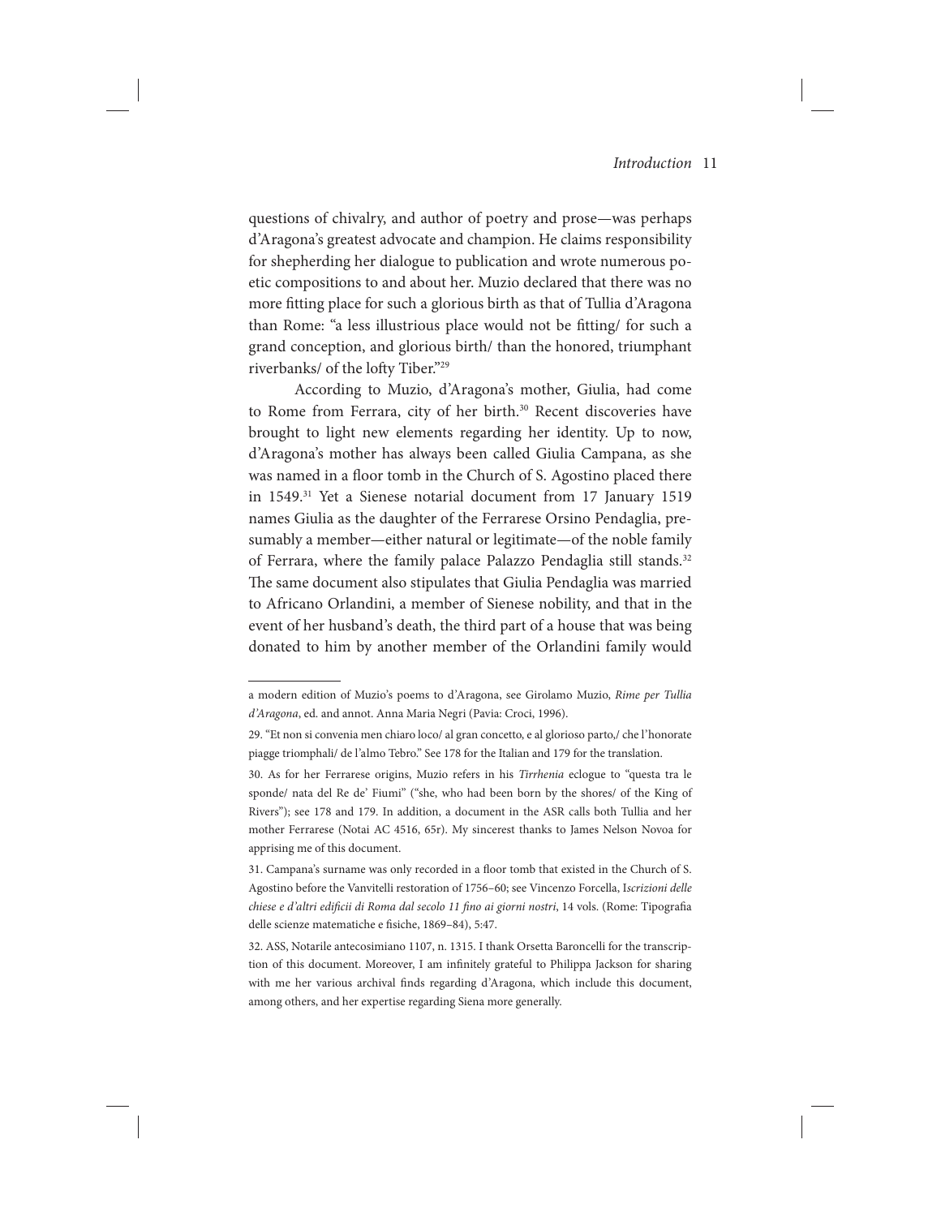questions of chivalry, and author of poetry and prose—was perhaps d'Aragona's greatest advocate and champion. He claims responsibility for shepherding her dialogue to publication and wrote numerous poetic compositions to and about her. Muzio declared that there was no more fitting place for such a glorious birth as that of Tullia d'Aragona than Rome: "a less illustrious place would not be fitting/ for such a grand conception, and glorious birth/ than the honored, triumphant riverbanks/ of the lofty Tiber."[29]

According to Muzio, d'Aragona's mother, Giulia, had come to Rome from Ferrara, city of her birth.[30] Recent discoveries have brought to light new elements regarding her identity. Up to now, d'Aragona's mother has always been called Giulia Campana, as she was named in a floor tomb in the Church of S. Agostino placed there in 1549.[31] Yet a Sienese notarial document from 17 January 1519 names Giulia as the daughter of the Ferrarese Orsino Pendaglia, presumably a member—either natural or legitimate—of the noble family of Ferrara, where the family palace Palazzo Pendaglia still stands.[32] The same document also stipulates that Giulia Pendaglia was married to Africano Orlandini, a member of Sienese nobility, and that in the event of her husband's death, the third part of a house that was being donated to him by another member of the Orlandini family would

---

a modern edition of Muzio's poems to d'Aragona, see Girolamo Muzio, *Rime per Tullia d'Aragona*, ed. and annot. Anna Maria Negri (Pavia: Croci, 1996).

29. "Et non si convenia men chiaro loco/ al gran concetto, e al glorioso parto,/ che l'honorate piagge triomphali/ de l'almo Tebro." See 178 for the Italian and 179 for the translation.

30. As for her Ferrarese origins, Muzio refers in his *Tirrhenia* eclogue to "questa tra le sponde/ nata del Re de' Fiumi" ("she, who had been born by the shores/ of the King of Rivers"); see 178 and 179. In addition, a document in the ASR calls both Tullia and her mother Ferrarese (Notai AC 4516, 65r). My sincerest thanks to James Nelson Novoa for apprising me of this document.

31. Campana's surname was only recorded in a floor tomb that existed in the Church of S. Agostino before the Vanvitelli restoration of 1756–60; see Vincenzo Forcella, I*scrizioni delle chiese e d'altri edificii di Roma dal secolo 11 fino ai giorni nostri*, 14 vols. (Rome: Tipografia delle scienze matematiche e fisiche, 1869–84), 5:47.

32. ASS, Notarile antecosimiano 1107, n. 1315. I thank Orsetta Baroncelli for the transcription of this document. Moreover, I am infinitely grateful to Philippa Jackson for sharing with me her various archival finds regarding d'Aragona, which include this document, among others, and her expertise regarding Siena more generally.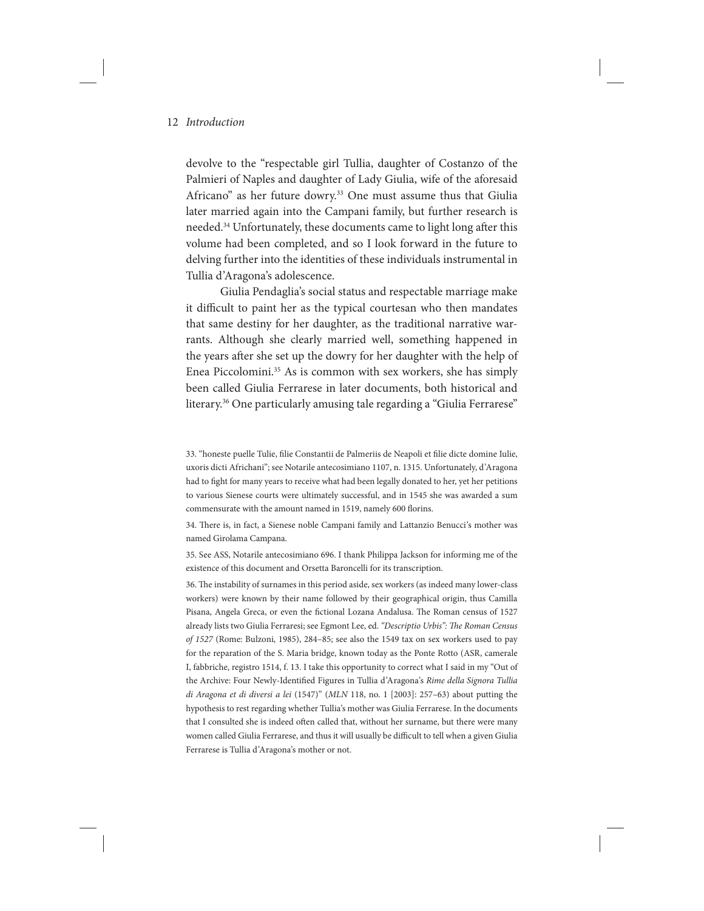devolve to the "respectable girl Tullia, daughter of Costanzo of the Palmieri of Naples and daughter of Lady Giulia, wife of the aforesaid Africano" as her future dowry.[33] One must assume thus that Giulia later married again into the Campani family, but further research is needed.[34] Unfortunately, these documents came to light long after this volume had been completed, and so I look forward in the future to delving further into the identities of these individuals instrumental in Tullia d'Aragona's adolescence.

Giulia Pendaglia's social status and respectable marriage make it difficult to paint her as the typical courtesan who then mandates that same destiny for her daughter, as the traditional narrative warrants. Although she clearly married well, something happened in the years after she set up the dowry for her daughter with the help of Enea Piccolomini.[35] As is common with sex workers, she has simply been called Giulia Ferrarese in later documents, both historical and literary.[36] One particularly amusing tale regarding a "Giulia Ferrarese"

33. "honeste puelle Tulie, filie Constantii de Palmeriis de Neapoli et filie dicte domine Iulie, uxoris dicti Africhani"; see Notarile antecosimiano 1107, n. 1315. Unfortunately, d'Aragona had to fight for many years to receive what had been legally donated to her, yet her petitions to various Sienese courts were ultimately successful, and in 1545 she was awarded a sum commensurate with the amount named in 1519, namely 600 florins.

34. There is, in fact, a Sienese noble Campani family and Lattanzio Benucci's mother was named Girolama Campana.

35. See ASS, Notarile antecosimiano 696. I thank Philippa Jackson for informing me of the existence of this document and Orsetta Baroncelli for its transcription.

36. The instability of surnames in this period aside, sex workers (as indeed many lower-class workers) were known by their name followed by their geographical origin, thus Camilla Pisana, Angela Greca, or even the fictional Lozana Andalusa. The Roman census of 1527 already lists two Giulia Ferraresi; see Egmont Lee, ed. *"Descriptio Urbis": The Roman Census of 1527* (Rome: Bulzoni, 1985), 284–85; see also the 1549 tax on sex workers used to pay for the reparation of the S. Maria bridge, known today as the Ponte Rotto (ASR, camerale I, fabbriche, registro 1514, f. 13. I take this opportunity to correct what I said in my "Out of the Archive: Four Newly-Identified Figures in Tullia d'Aragona's *Rime della Signora Tullia di Aragona et di diversi a lei* (1547)" (*MLN* 118, no. 1 [2003]: 257–63) about putting the hypothesis to rest regarding whether Tullia's mother was Giulia Ferrarese. In the documents that I consulted she is indeed often called that, without her surname, but there were many women called Giulia Ferrarese, and thus it will usually be difficult to tell when a given Giulia Ferrarese is Tullia d'Aragona's mother or not.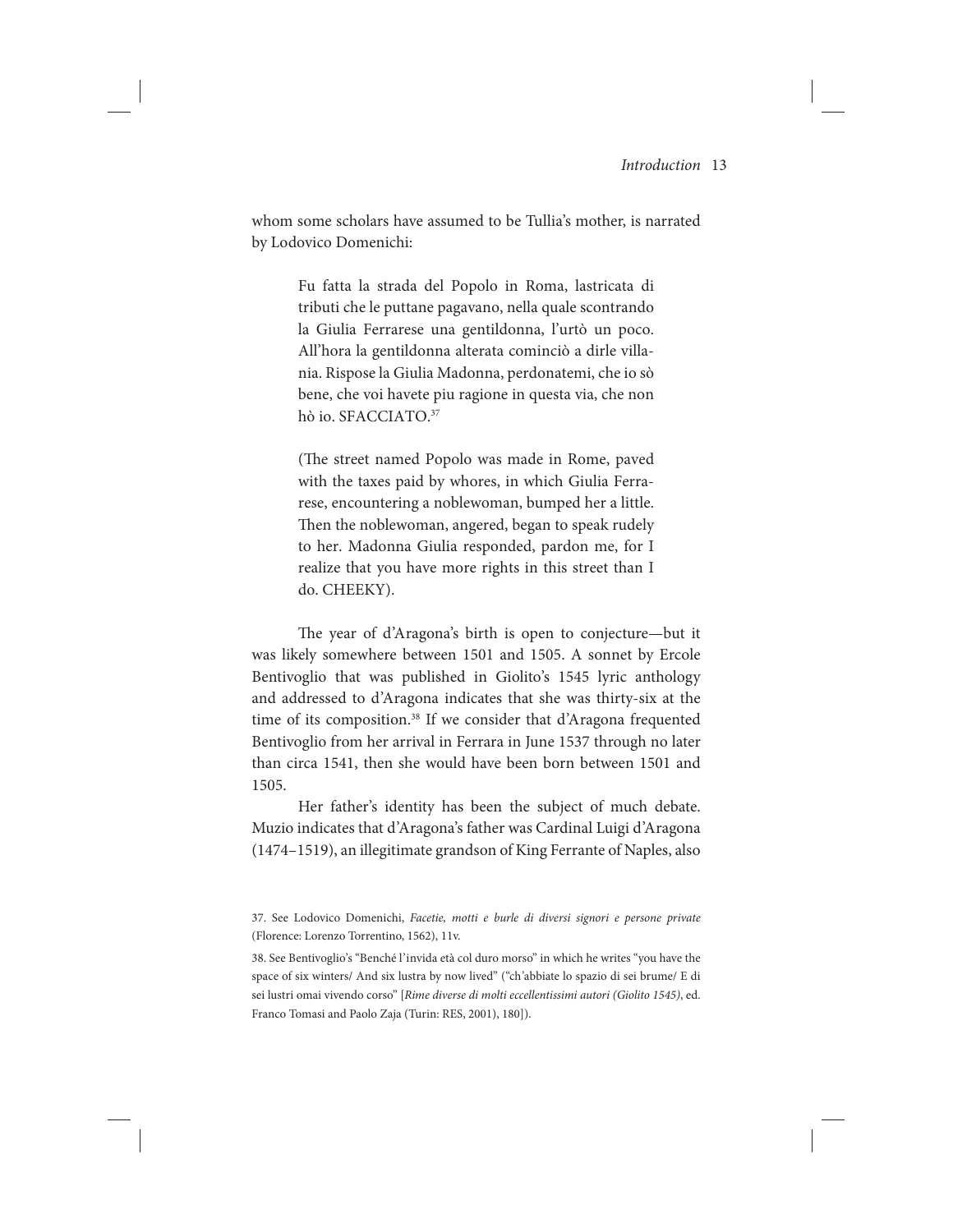whom some scholars have assumed to be Tullia's mother, is narrated by Lodovico Domenichi:

> Fu fatta la strada del Popolo in Roma, lastricata di tributi che le puttane pagavano, nella quale scontrando la Giulia Ferrarese una gentildonna, l'urtò un poco. All'hora la gentildonna alterata cominciò a dirle villania. Rispose la Giulia Madonna, perdonatemi, che io sò bene, che voi havete piu ragione in questa via, che non hò io. SFACCIATO.[37]
>
> (The street named Popolo was made in Rome, paved with the taxes paid by whores, in which Giulia Ferrarese, encountering a noblewoman, bumped her a little. Then the noblewoman, angered, began to speak rudely to her. Madonna Giulia responded, pardon me, for I realize that you have more rights in this street than I do. CHEEKY).

The year of d'Aragona's birth is open to conjecture—but it was likely somewhere between 1501 and 1505. A sonnet by Ercole Bentivoglio that was published in Giolito's 1545 lyric anthology and addressed to d'Aragona indicates that she was thirty-six at the time of its composition.[38] If we consider that d'Aragona frequented Bentivoglio from her arrival in Ferrara in June 1537 through no later than circa 1541, then she would have been born between 1501 and 1505.

Her father's identity has been the subject of much debate. Muzio indicates that d'Aragona's father was Cardinal Luigi d'Aragona (1474–1519), an illegitimate grandson of King Ferrante of Naples, also

37. See Lodovico Domenichi, *Facetie, motti e burle di diversi signori e persone private* (Florence: Lorenzo Torrentino, 1562), 11v.

38. See Bentivoglio's "Benché l'invida età col duro morso" in which he writes "you have the space of six winters/ And six lustra by now lived" ("ch'abbiate lo spazio di sei brume/ E di sei lustri omai vivendo corso" [*Rime diverse di molti eccellentissimi autori (Giolito 1545)*, ed. Franco Tomasi and Paolo Zaja (Turin: RES, 2001), 180]).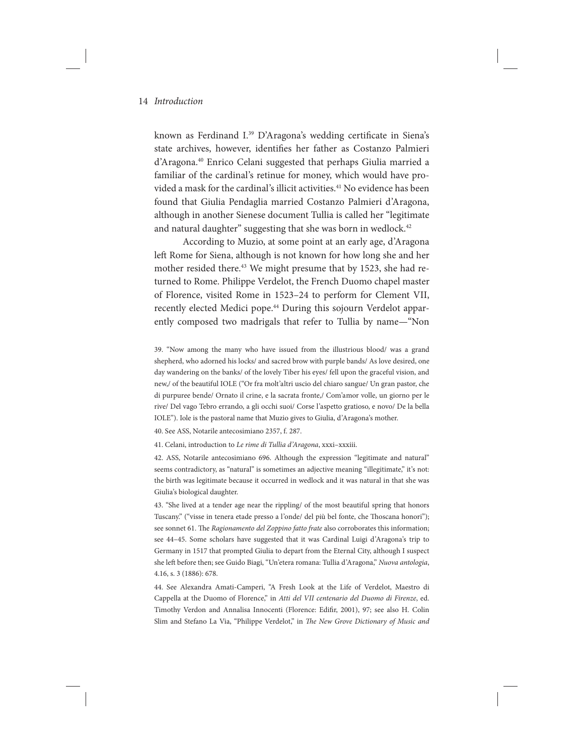known as Ferdinand I.[39] D'Aragona's wedding certificate in Siena's state archives, however, identifies her father as Costanzo Palmieri d'Aragona.[40] Enrico Celani suggested that perhaps Giulia married a familiar of the cardinal's retinue for money, which would have provided a mask for the cardinal's illicit activities.[41] No evidence has been found that Giulia Pendaglia married Costanzo Palmieri d'Aragona, although in another Sienese document Tullia is called her "legitimate and natural daughter" suggesting that she was born in wedlock.[42]

According to Muzio, at some point at an early age, d'Aragona left Rome for Siena, although is not known for how long she and her mother resided there.[43] We might presume that by 1523, she had returned to Rome. Philippe Verdelot, the French Duomo chapel master of Florence, visited Rome in 1523–24 to perform for Clement VII, recently elected Medici pope.[44] During this sojourn Verdelot apparently composed two madrigals that refer to Tullia by name—"Non

39. "Now among the many who have issued from the illustrious blood/ was a grand shepherd, who adorned his locks/ and sacred brow with purple bands/ As love desired, one day wandering on the banks/ of the lovely Tiber his eyes/ fell upon the graceful vision, and new,/ of the beautiful IOLE ("Or fra molt'altri uscio del chiaro sangue/ Un gran pastor, che di purpuree bende/ Ornato il crine, e la sacrata fronte,/ Com'amor volle, un giorno per le rive/ Del vago Tebro errando, a gli occhi suoi/ Corse l'aspetto gratioso, e novo/ De la bella IOLE"). Iole is the pastoral name that Muzio gives to Giulia, d'Aragona's mother.

40. See ASS, Notarile antecosimiano 2357, f. 287.

41. Celani, introduction to *Le rime di Tullia d'Aragona*, xxxi–xxxiii.

42. ASS, Notarile antecosimiano 696. Although the expression "legitimate and natural" seems contradictory, as "natural" is sometimes an adjective meaning "illegitimate," it's not: the birth was legitimate because it occurred in wedlock and it was natural in that she was Giulia's biological daughter.

43. "She lived at a tender age near the rippling/ of the most beautiful spring that honors Tuscany." ("visse in tenera etade presso a l'onde/ del più bel fonte, che Thoscana honori"); see sonnet 61. The *Ragionamento del Zoppino fatto frate* also corroborates this information; see 44–45. Some scholars have suggested that it was Cardinal Luigi d'Aragona's trip to Germany in 1517 that prompted Giulia to depart from the Eternal City, although I suspect she left before then; see Guido Biagi, "Un'etera romana: Tullia d'Aragona," *Nuova antologia*, 4.16, s. 3 (1886): 678.

44. See Alexandra Amati-Camperi, "A Fresh Look at the Life of Verdelot, Maestro di Cappella at the Duomo of Florence," in *Atti del VII centenario del Duomo di Firenze*, ed. Timothy Verdon and Annalisa Innocenti (Florence: Edifir, 2001), 97; see also H. Colin Slim and Stefano La Via, "Philippe Verdelot," in *The New Grove Dictionary of Music and*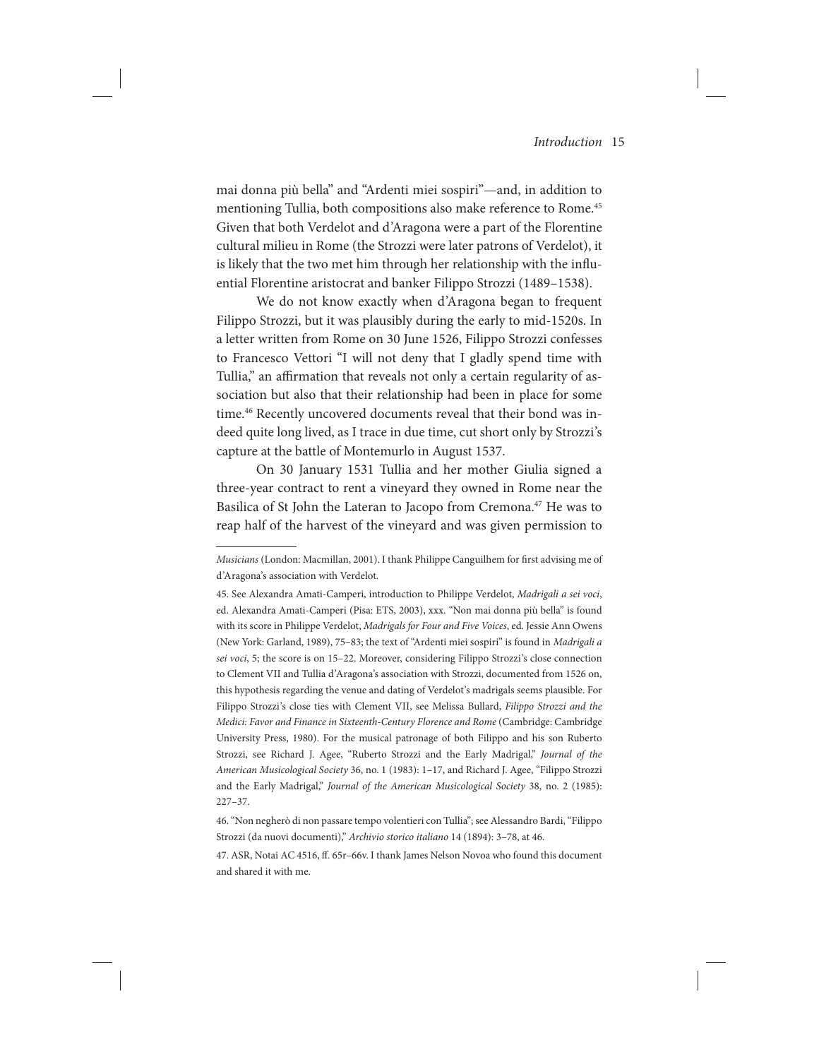mai donna più bella" and "Ardenti miei sospiri"—and, in addition to mentioning Tullia, both compositions also make reference to Rome.[45] Given that both Verdelot and d'Aragona were a part of the Florentine cultural milieu in Rome (the Strozzi were later patrons of Verdelot), it is likely that the two met him through her relationship with the influential Florentine aristocrat and banker Filippo Strozzi (1489–1538).

We do not know exactly when d'Aragona began to frequent Filippo Strozzi, but it was plausibly during the early to mid-1520s. In a letter written from Rome on 30 June 1526, Filippo Strozzi confesses to Francesco Vettori "I will not deny that I gladly spend time with Tullia," an affirmation that reveals not only a certain regularity of association but also that their relationship had been in place for some time.[46] Recently uncovered documents reveal that their bond was indeed quite long lived, as I trace in due time, cut short only by Strozzi's capture at the battle of Montemurlo in August 1537.

On 30 January 1531 Tullia and her mother Giulia signed a three-year contract to rent a vineyard they owned in Rome near the Basilica of St John the Lateran to Jacopo from Cremona.[47] He was to reap half of the harvest of the vineyard and was given permission to

---

*Musicians* (London: Macmillan, 2001). I thank Philippe Canguilhem for first advising me of d'Aragona's association with Verdelot.

45. See Alexandra Amati-Camperi, introduction to Philippe Verdelot, *Madrigali a sei voci*, ed. Alexandra Amati-Camperi (Pisa: ETS, 2003), xxx. "Non mai donna più bella" is found with its score in Philippe Verdelot, *Madrigals for Four and Five Voices*, ed. Jessie Ann Owens (New York: Garland, 1989), 75–83; the text of "Ardenti miei sospiri" is found in *Madrigali a sei voci*, 5; the score is on 15–22. Moreover, considering Filippo Strozzi's close connection to Clement VII and Tullia d'Aragona's association with Strozzi, documented from 1526 on, this hypothesis regarding the venue and dating of Verdelot's madrigals seems plausible. For Filippo Strozzi's close ties with Clement VII, see Melissa Bullard, *Filippo Strozzi and the Medici: Favor and Finance in Sixteenth-Century Florence and Rome* (Cambridge: Cambridge University Press, 1980). For the musical patronage of both Filippo and his son Ruberto Strozzi, see Richard J. Agee, "Ruberto Strozzi and the Early Madrigal," *Journal of the American Musicological Society* 36, no. 1 (1983): 1–17, and Richard J. Agee, "Filippo Strozzi and the Early Madrigal," *Journal of the American Musicological Society* 38, no. 2 (1985): 227–37.

46. "Non negherò di non passare tempo volentieri con Tullia"; see Alessandro Bardi, "Filippo Strozzi (da nuovi documenti)," *Archivio storico italiano* 14 (1894): 3–78, at 46.

47. ASR, Notai AC 4516, ff. 65r–66v. I thank James Nelson Novoa who found this document and shared it with me.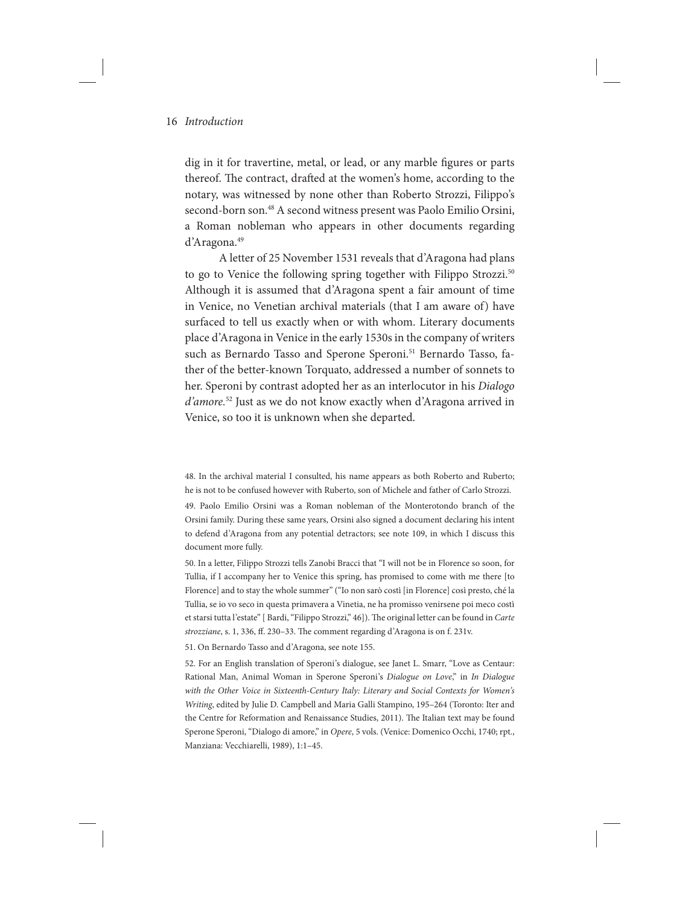dig in it for travertine, metal, or lead, or any marble figures or parts thereof. The contract, drafted at the women's home, according to the notary, was witnessed by none other than Roberto Strozzi, Filippo's second-born son.[48] A second witness present was Paolo Emilio Orsini, a Roman nobleman who appears in other documents regarding d'Aragona.[49]

A letter of 25 November 1531 reveals that d'Aragona had plans to go to Venice the following spring together with Filippo Strozzi.[50] Although it is assumed that d'Aragona spent a fair amount of time in Venice, no Venetian archival materials (that I am aware of) have surfaced to tell us exactly when or with whom. Literary documents place d'Aragona in Venice in the early 1530s in the company of writers such as Bernardo Tasso and Sperone Speroni.[51] Bernardo Tasso, father of the better-known Torquato, addressed a number of sonnets to her. Speroni by contrast adopted her as an interlocutor in his *Dialogo d'amore*.[52] Just as we do not know exactly when d'Aragona arrived in Venice, so too it is unknown when she departed.

48. In the archival material I consulted, his name appears as both Roberto and Ruberto; he is not to be confused however with Ruberto, son of Michele and father of Carlo Strozzi.

49. Paolo Emilio Orsini was a Roman nobleman of the Monterotondo branch of the Orsini family. During these same years, Orsini also signed a document declaring his intent to defend d'Aragona from any potential detractors; see note 109, in which I discuss this document more fully.

50. In a letter, Filippo Strozzi tells Zanobi Bracci that "I will not be in Florence so soon, for Tullia, if I accompany her to Venice this spring, has promised to come with me there [to Florence] and to stay the whole summer" ("Io non sarò costì [in Florence] così presto, ché la Tullia, se io vo seco in questa primavera a Vinetia, ne ha promisso venirsene poi meco costì et starsi tutta l'estate" [ Bardi, "Filippo Strozzi," 46]). The original letter can be found in *Carte strozziane*, s. 1, 336, ff. 230–33. The comment regarding d'Aragona is on f. 231v.

51. On Bernardo Tasso and d'Aragona, see note 155.

52. For an English translation of Speroni's dialogue, see Janet L. Smarr, "Love as Centaur: Rational Man, Animal Woman in Sperone Speroni's *Dialogue on Love*," in *In Dialogue with the Other Voice in Sixteenth-Century Italy: Literary and Social Contexts for Women's Writing*, edited by Julie D. Campbell and Maria Galli Stampino, 195–264 (Toronto: Iter and the Centre for Reformation and Renaissance Studies, 2011). The Italian text may be found Sperone Speroni, "Dialogo di amore," in *Opere*, 5 vols. (Venice: Domenico Occhi, 1740; rpt., Manziana: Vecchiarelli, 1989), 1:1–45.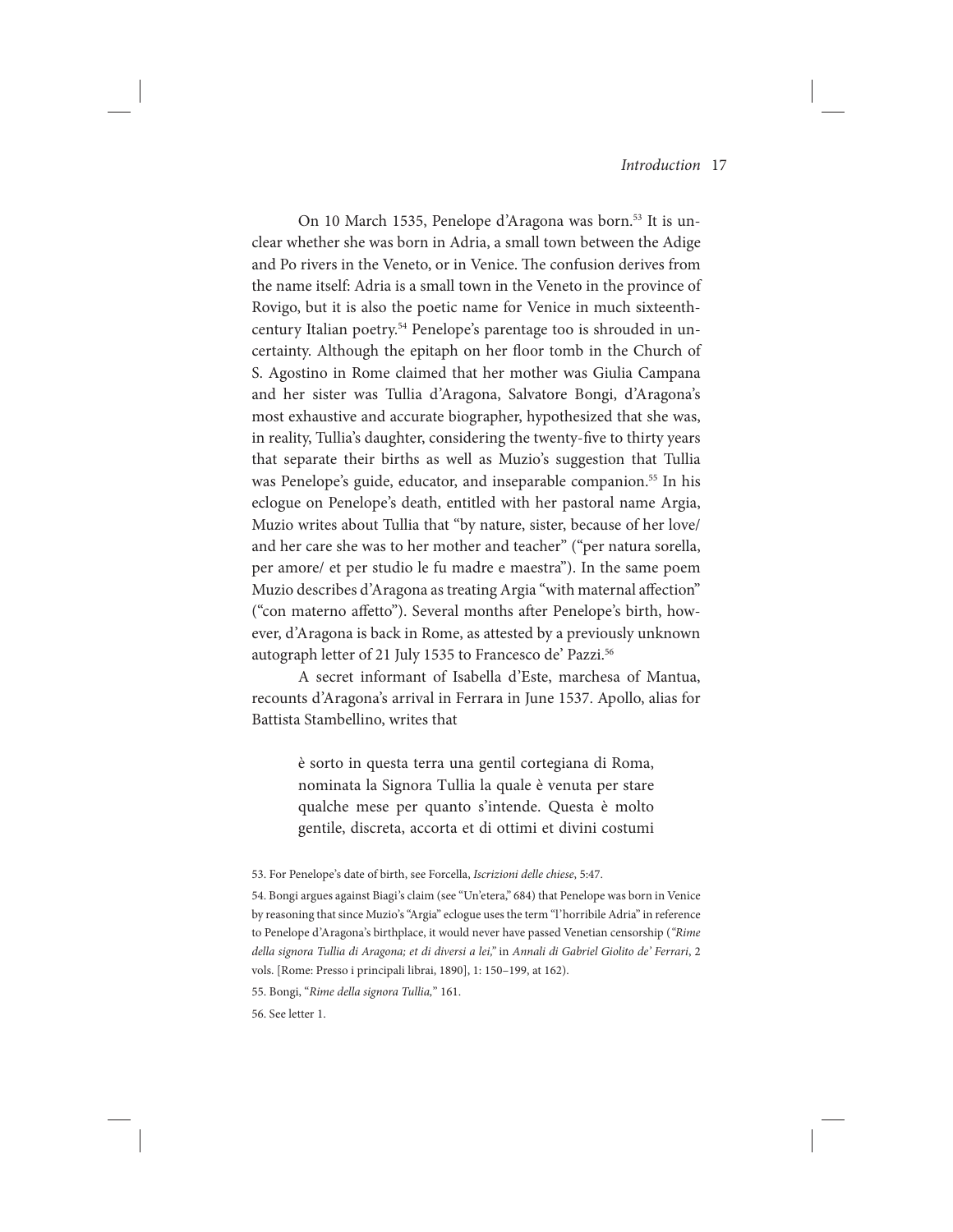On 10 March 1535, Penelope d'Aragona was born.[53] It is unclear whether she was born in Adria, a small town between the Adige and Po rivers in the Veneto, or in Venice. The confusion derives from the name itself: Adria is a small town in the Veneto in the province of Rovigo, but it is also the poetic name for Venice in much sixteenth-century Italian poetry.[54] Penelope's parentage too is shrouded in uncertainty. Although the epitaph on her floor tomb in the Church of S. Agostino in Rome claimed that her mother was Giulia Campana and her sister was Tullia d'Aragona, Salvatore Bongi, d'Aragona's most exhaustive and accurate biographer, hypothesized that she was, in reality, Tullia's daughter, considering the twenty-five to thirty years that separate their births as well as Muzio's suggestion that Tullia was Penelope's guide, educator, and inseparable companion.[55] In his eclogue on Penelope's death, entitled with her pastoral name Argia, Muzio writes about Tullia that "by nature, sister, because of her love/ and her care she was to her mother and teacher" ("per natura sorella, per amore/ et per studio le fu madre e maestra"). In the same poem Muzio describes d'Aragona as treating Argia "with maternal affection" ("con materno affetto"). Several months after Penelope's birth, however, d'Aragona is back in Rome, as attested by a previously unknown autograph letter of 21 July 1535 to Francesco de' Pazzi.[56]

A secret informant of Isabella d'Este, marchesa of Mantua, recounts d'Aragona's arrival in Ferrara in June 1537. Apollo, alias for Battista Stambellino, writes that

> è sorto in questa terra una gentil cortegiana di Roma, nominata la Signora Tullia la quale è venuta per stare qualche mese per quanto s'intende. Questa è molto gentile, discreta, accorta et di ottimi et divini costumi

53. For Penelope's date of birth, see Forcella, *Iscrizioni delle chiese*, 5:47.

54. Bongi argues against Biagi's claim (see "Un'etera," 684) that Penelope was born in Venice by reasoning that since Muzio's "Argia" eclogue uses the term "l'horribile Adria" in reference to Penelope d'Aragona's birthplace, it would never have passed Venetian censorship (*"Rime della signora Tullia di Aragona; et di diversi a lei,"* in *Annali di Gabriel Giolito de' Ferrari*, 2 vols. [Rome: Presso i principali librai, 1890], 1: 150–199, at 162).

55. Bongi, "*Rime della signora Tullia,*" 161.

56. See letter 1.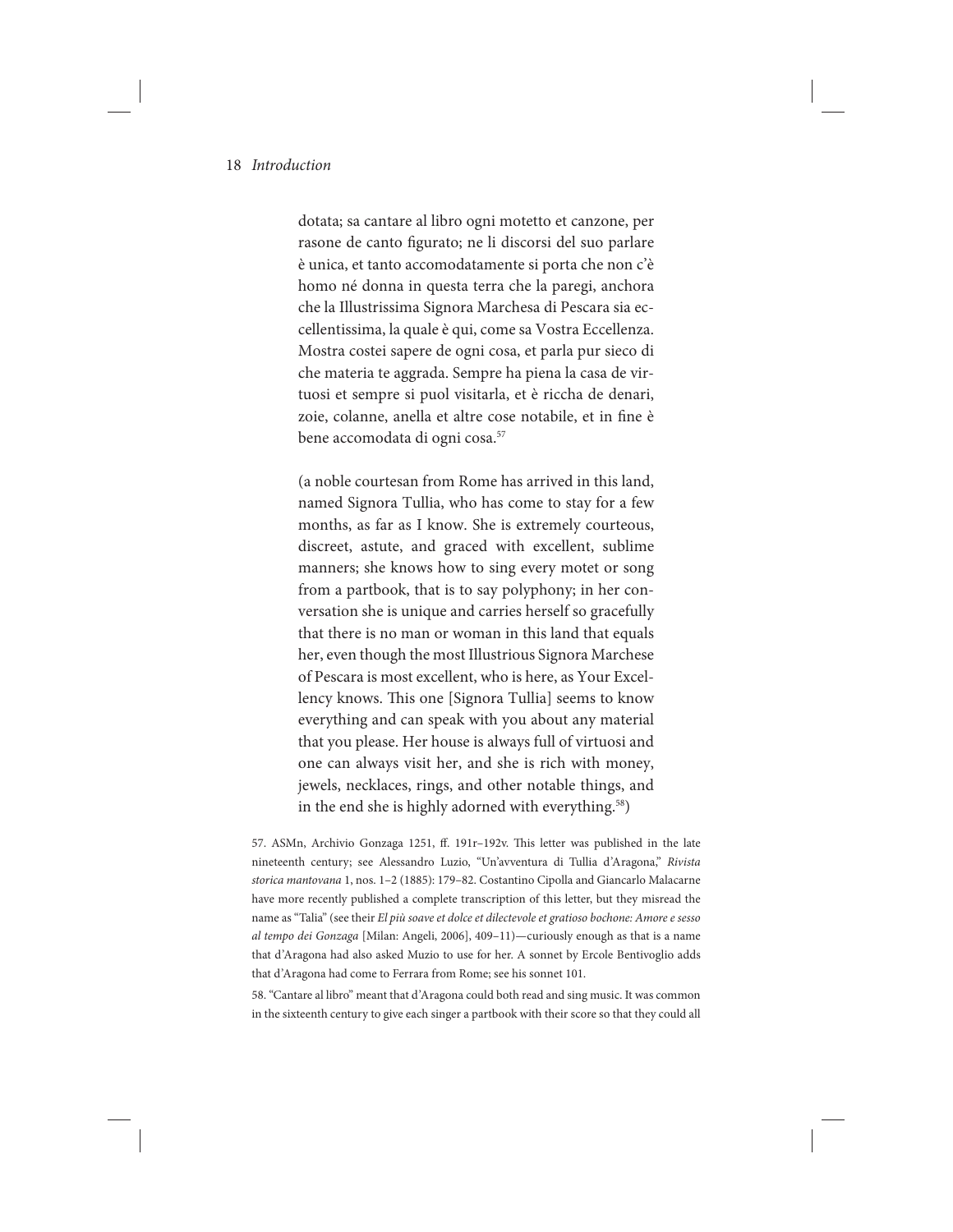> dotata; sa cantare al libro ogni motetto et canzone, per rasone de canto figurato; ne li discorsi del suo parlare è unica, et tanto accomodatamente si porta che non c'è homo né donna in questa terra che la paregi, anchora che la Illustrissima Signora Marchesa di Pescara sia eccellentissima, la quale è qui, come sa Vostra Eccellenza. Mostra costei sapere de ogni cosa, et parla pur sieco di che materia te aggrada. Sempre ha piena la casa de virtuosi et sempre si puol visitarla, et è riccha de denari, zoie, colanne, anella et altre cose notabile, et in fine è bene accomodata di ogni cosa.[57]
>
> (a noble courtesan from Rome has arrived in this land, named Signora Tullia, who has come to stay for a few months, as far as I know. She is extremely courteous, discreet, astute, and graced with excellent, sublime manners; she knows how to sing every motet or song from a partbook, that is to say polyphony; in her conversation she is unique and carries herself so gracefully that there is no man or woman in this land that equals her, even though the most Illustrious Signora Marchese of Pescara is most excellent, who is here, as Your Excellency knows. This one [Signora Tullia] seems to know everything and can speak with you about any material that you please. Her house is always full of virtuosi and one can always visit her, and she is rich with money, jewels, necklaces, rings, and other notable things, and in the end she is highly adorned with everything.[58])

57. ASMn, Archivio Gonzaga 1251, ff. 191r–192v. This letter was published in the late nineteenth century; see Alessandro Luzio, "Un'avventura di Tullia d'Aragona," *Rivista storica mantovana* 1, nos. 1–2 (1885): 179–82. Costantino Cipolla and Giancarlo Malacarne have more recently published a complete transcription of this letter, but they misread the name as "Talia" (see their *El più soave et dolce et dilectevole et gratioso bochone: Amore e sesso al tempo dei Gonzaga* [Milan: Angeli, 2006], 409–11)—curiously enough as that is a name that d'Aragona had also asked Muzio to use for her. A sonnet by Ercole Bentivoglio adds that d'Aragona had come to Ferrara from Rome; see his sonnet 101.

58. "Cantare al libro" meant that d'Aragona could both read and sing music. It was common in the sixteenth century to give each singer a partbook with their score so that they could all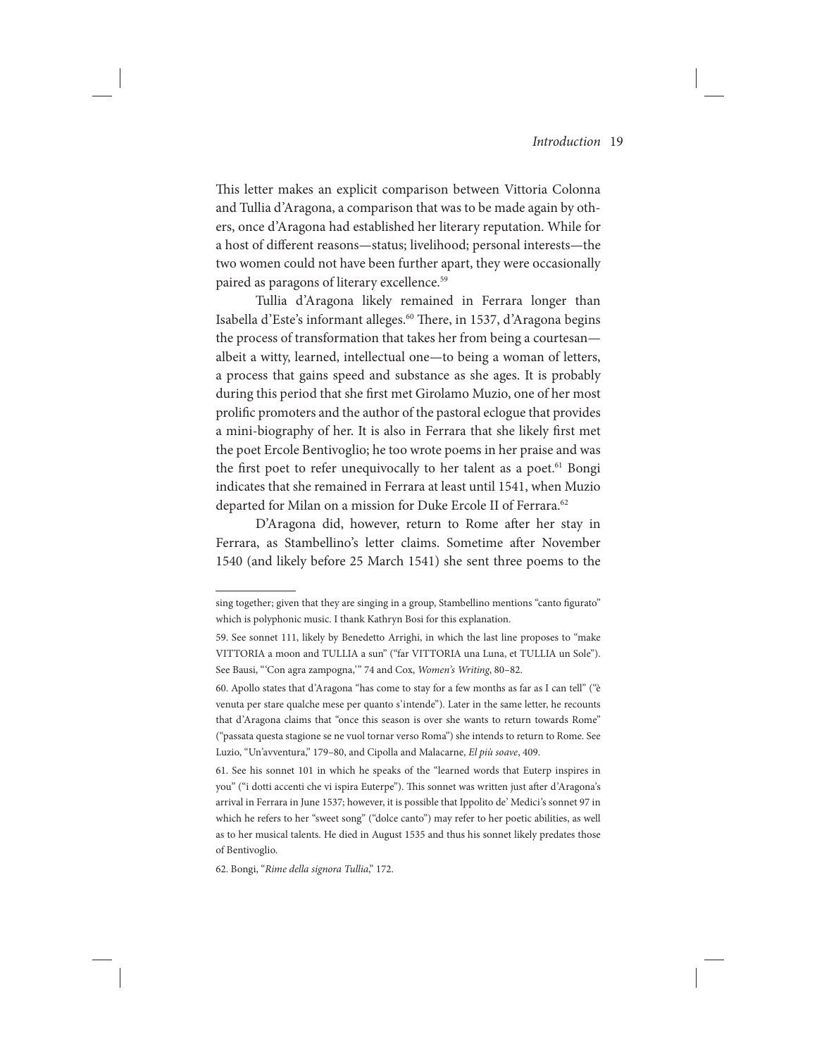This letter makes an explicit comparison between Vittoria Colonna and Tullia d'Aragona, a comparison that was to be made again by others, once d'Aragona had established her literary reputation. While for a host of different reasons—status; livelihood; personal interests—the two women could not have been further apart, they were occasionally paired as paragons of literary excellence.[59]

Tullia d'Aragona likely remained in Ferrara longer than Isabella d'Este's informant alleges.[60] There, in 1537, d'Aragona begins the process of transformation that takes her from being a courtesan—albeit a witty, learned, intellectual one—to being a woman of letters, a process that gains speed and substance as she ages. It is probably during this period that she first met Girolamo Muzio, one of her most prolific promoters and the author of the pastoral eclogue that provides a mini-biography of her. It is also in Ferrara that she likely first met the poet Ercole Bentivoglio; he too wrote poems in her praise and was the first poet to refer unequivocally to her talent as a poet.[61] Bongi indicates that she remained in Ferrara at least until 1541, when Muzio departed for Milan on a mission for Duke Ercole II of Ferrara.[62]

D'Aragona did, however, return to Rome after her stay in Ferrara, as Stambellino's letter claims. Sometime after November 1540 (and likely before 25 March 1541) she sent three poems to the

---

sing together; given that they are singing in a group, Stambellino mentions "canto figurato" which is polyphonic music. I thank Kathryn Bosi for this explanation.

59. See sonnet 111, likely by Benedetto Arrighi, in which the last line proposes to "make VITTORIA a moon and TULLIA a sun" ("far VITTORIA una Luna, et TULLIA un Sole"). See Bausi, "'Con agra zampogna,'" 74 and Cox, *Women's Writing*, 80–82.

60. Apollo states that d'Aragona "has come to stay for a few months as far as I can tell" ("è venuta per stare qualche mese per quanto s'intende"). Later in the same letter, he recounts that d'Aragona claims that "once this season is over she wants to return towards Rome" ("passata questa stagione se ne vuol tornar verso Roma") she intends to return to Rome. See Luzio, "Un'avventura," 179–80, and Cipolla and Malacarne, *El più soave*, 409.

61. See his sonnet 101 in which he speaks of the "learned words that Euterp inspires in you" ("i dotti accenti che vi ispira Euterpe"). This sonnet was written just after d'Aragona's arrival in Ferrara in June 1537; however, it is possible that Ippolito de' Medici's sonnet 97 in which he refers to her "sweet song" ("dolce canto") may refer to her poetic abilities, as well as to her musical talents. He died in August 1535 and thus his sonnet likely predates those of Bentivoglio.

62. Bongi, "*Rime della signora Tullia*," 172.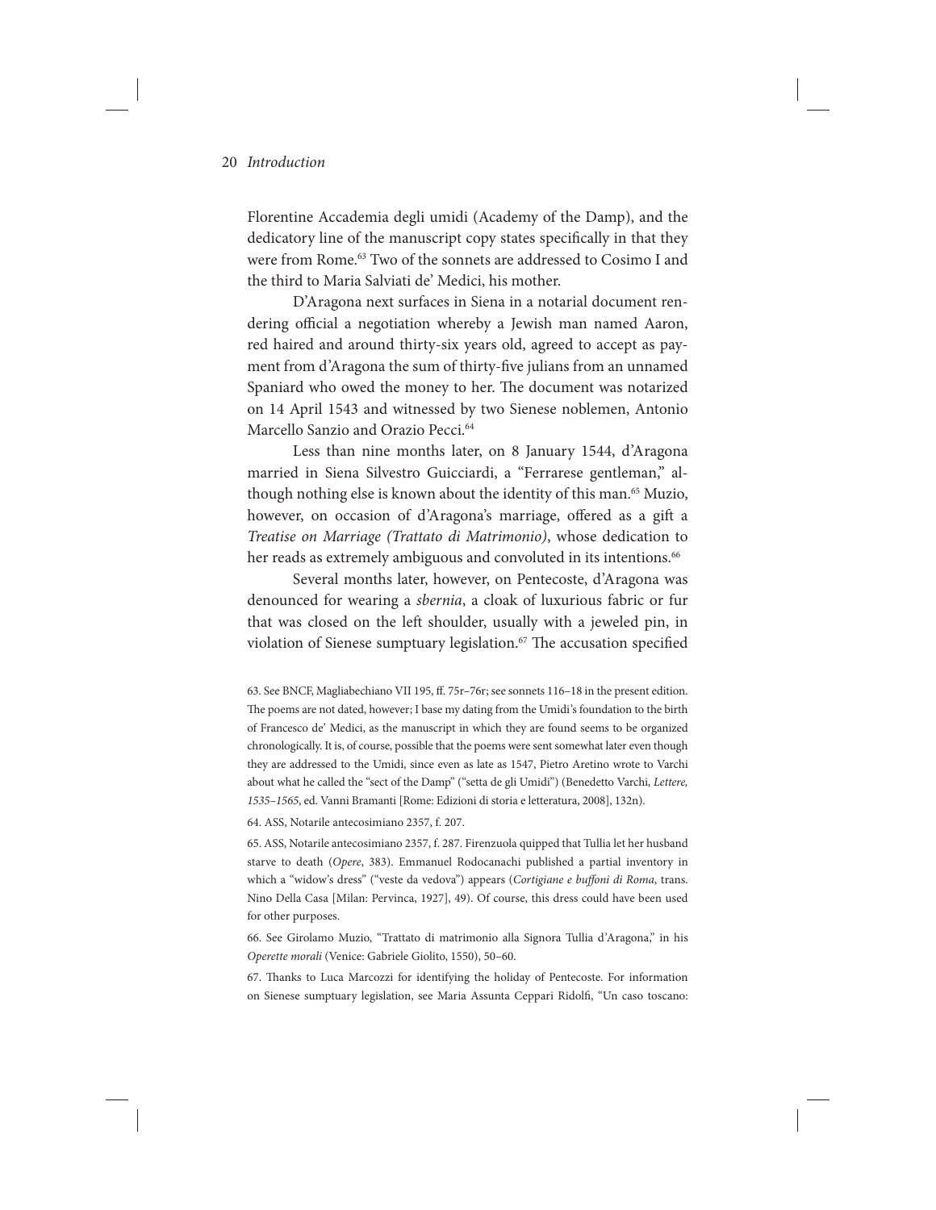Florentine Accademia degli umidi (Academy of the Damp), and the dedicatory line of the manuscript copy states specifically in that they were from Rome.[63] Two of the sonnets are addressed to Cosimo I and the third to Maria Salviati de' Medici, his mother.

D'Aragona next surfaces in Siena in a notarial document rendering official a negotiation whereby a Jewish man named Aaron, red haired and around thirty-six years old, agreed to accept as payment from d'Aragona the sum of thirty-five julians from an unnamed Spaniard who owed the money to her. The document was notarized on 14 April 1543 and witnessed by two Sienese noblemen, Antonio Marcello Sanzio and Orazio Pecci.[64]

Less than nine months later, on 8 January 1544, d'Aragona married in Siena Silvestro Guicciardi, a "Ferrarese gentleman," although nothing else is known about the identity of this man.[65] Muzio, however, on occasion of d'Aragona's marriage, offered as a gift a *Treatise on Marriage (Trattato di Matrimonio)*, whose dedication to her reads as extremely ambiguous and convoluted in its intentions.[66]

Several months later, however, on Pentecoste, d'Aragona was denounced for wearing a *sbernia*, a cloak of luxurious fabric or fur that was closed on the left shoulder, usually with a jeweled pin, in violation of Sienese sumptuary legislation.[67] The accusation specified

63. See BNCF, Magliabechiano VII 195, ff. 75r–76r; see sonnets 116–18 in the present edition. The poems are not dated, however; I base my dating from the Umidi's foundation to the birth of Francesco de' Medici, as the manuscript in which they are found seems to be organized chronologically. It is, of course, possible that the poems were sent somewhat later even though they are addressed to the Umidi, since even as late as 1547, Pietro Aretino wrote to Varchi about what he called the "sect of the Damp" ("setta de gli Umidi") (Benedetto Varchi, *Lettere, 1535–1565*, ed. Vanni Bramanti [Rome: Edizioni di storia e letteratura, 2008], 132n).

64. ASS, Notarile antecosimiano 2357, f. 207.

65. ASS, Notarile antecosimiano 2357, f. 287. Firenzuola quipped that Tullia let her husband starve to death (*Opere*, 383). Emmanuel Rodocanachi published a partial inventory in which a "widow's dress" ("veste da vedova") appears (*Cortigiane e buffoni di Roma*, trans. Nino Della Casa [Milan: Pervinca, 1927], 49). Of course, this dress could have been used for other purposes.

66. See Girolamo Muzio, "Trattato di matrimonio alla Signora Tullia d'Aragona," in his *Operette morali* (Venice: Gabriele Giolito, 1550), 50–60.

67. Thanks to Luca Marcozzi for identifying the holiday of Pentecoste. For information on Sienese sumptuary legislation, see Maria Assunta Ceppari Ridolfi, "Un caso toscano: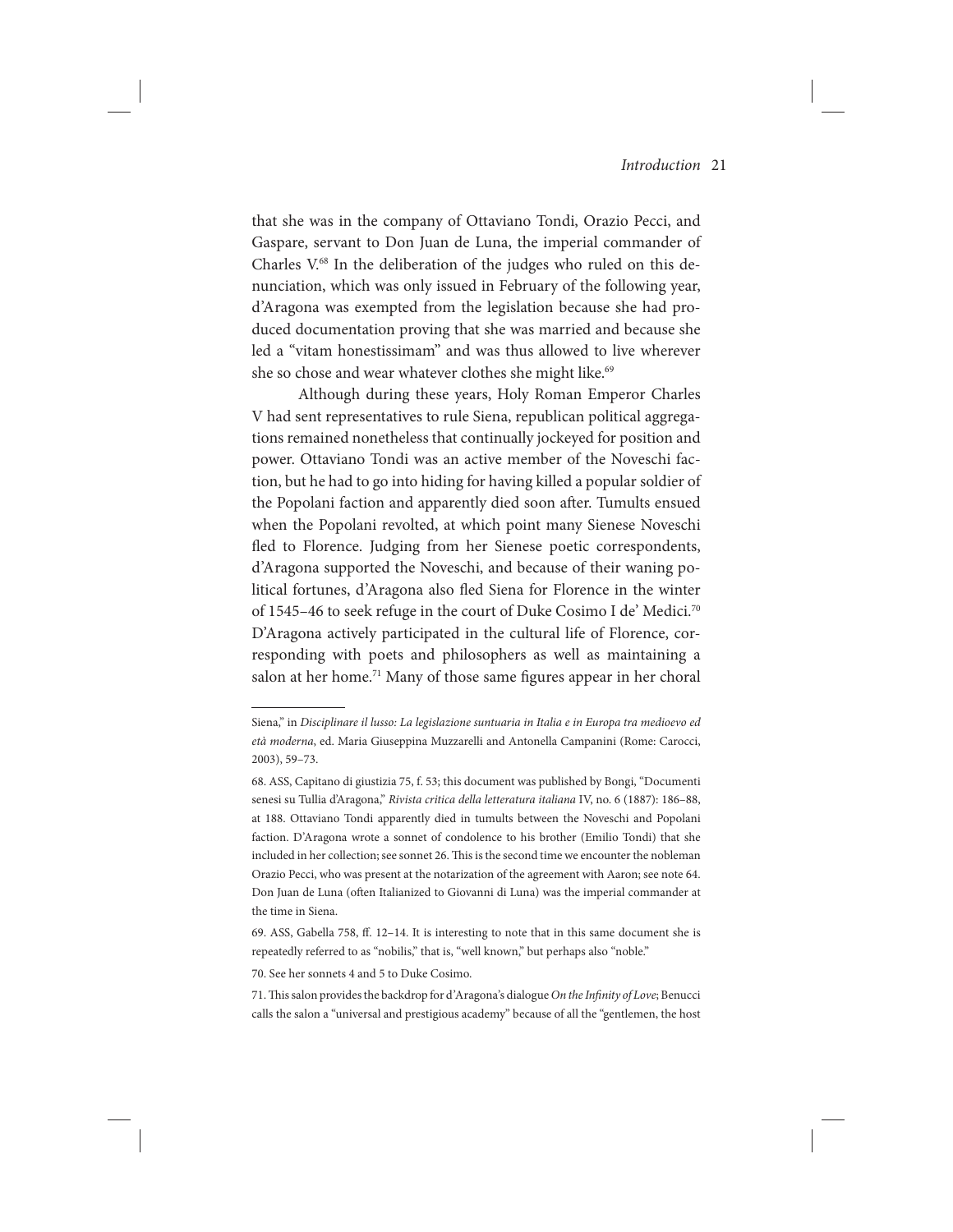that she was in the company of Ottaviano Tondi, Orazio Pecci, and Gaspare, servant to Don Juan de Luna, the imperial commander of Charles V.[68] In the deliberation of the judges who ruled on this denunciation, which was only issued in February of the following year, d'Aragona was exempted from the legislation because she had produced documentation proving that she was married and because she led a "vitam honestissimam" and was thus allowed to live wherever she so chose and wear whatever clothes she might like.[69]

Although during these years, Holy Roman Emperor Charles V had sent representatives to rule Siena, republican political aggregations remained nonetheless that continually jockeyed for position and power. Ottaviano Tondi was an active member of the Noveschi faction, but he had to go into hiding for having killed a popular soldier of the Popolani faction and apparently died soon after. Tumults ensued when the Popolani revolted, at which point many Sienese Noveschi fled to Florence. Judging from her Sienese poetic correspondents, d'Aragona supported the Noveschi, and because of their waning political fortunes, d'Aragona also fled Siena for Florence in the winter of 1545–46 to seek refuge in the court of Duke Cosimo I de' Medici.[70] D'Aragona actively participated in the cultural life of Florence, corresponding with poets and philosophers as well as maintaining a salon at her home.[71] Many of those same figures appear in her choral

---

Siena," in *Disciplinare il lusso: La legislazione suntuaria in Italia e in Europa tra medioevo ed età moderna*, ed. Maria Giuseppina Muzzarelli and Antonella Campanini (Rome: Carocci, 2003), 59–73.

68. ASS, Capitano di giustizia 75, f. 53; this document was published by Bongi, "Documenti senesi su Tullia d'Aragona," *Rivista critica della letteratura italiana* IV, no. 6 (1887): 186–88, at 188. Ottaviano Tondi apparently died in tumults between the Noveschi and Popolani faction. D'Aragona wrote a sonnet of condolence to his brother (Emilio Tondi) that she included in her collection; see sonnet 26. This is the second time we encounter the nobleman Orazio Pecci, who was present at the notarization of the agreement with Aaron; see note 64. Don Juan de Luna (often Italianized to Giovanni di Luna) was the imperial commander at the time in Siena.

69. ASS, Gabella 758, ff. 12–14. It is interesting to note that in this same document she is repeatedly referred to as "nobilis," that is, "well known," but perhaps also "noble."

70. See her sonnets 4 and 5 to Duke Cosimo.

71. This salon provides the backdrop for d'Aragona's dialogue *On the Infinity of Love*; Benucci calls the salon a "universal and prestigious academy" because of all the "gentlemen, the host